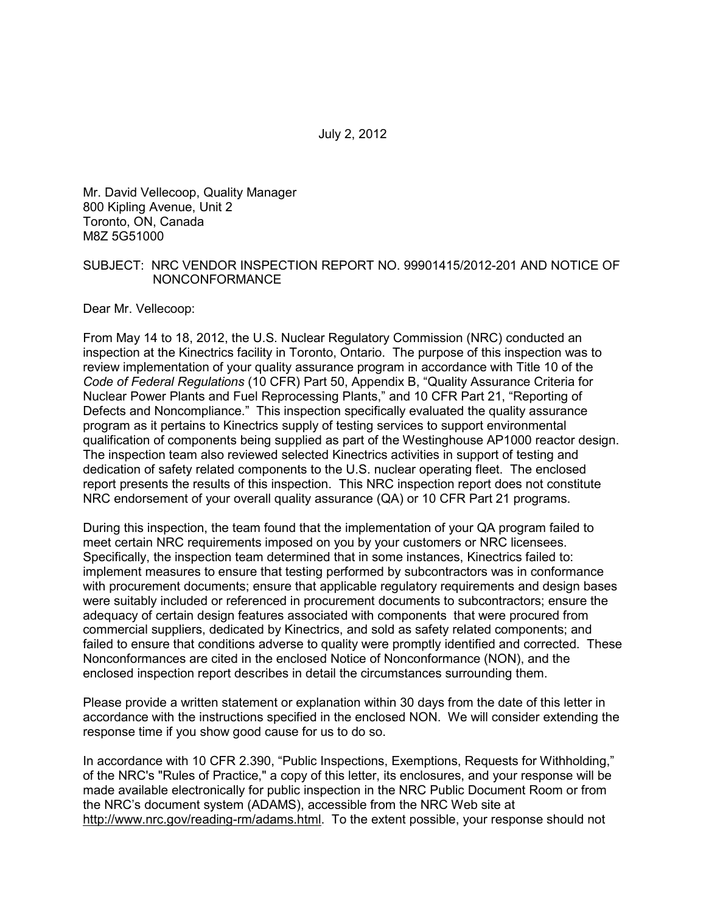July 2, 2012

Mr. David Vellecoop, Quality Manager
800 Kipling Avenue, Unit 2
Toronto, ON, Canada
M8Z 5G51000

SUBJECT: NRC VENDOR INSPECTION REPORT NO. 99901415/2012-201 AND NOTICE OF NONCONFORMANCE

Dear Mr. Vellecoop:

From May 14 to 18, 2012, the U.S. Nuclear Regulatory Commission (NRC) conducted an inspection at the Kinectrics facility in Toronto, Ontario. The purpose of this inspection was to review implementation of your quality assurance program in accordance with Title 10 of the *Code of Federal Regulations* (10 CFR) Part 50, Appendix B, "Quality Assurance Criteria for Nuclear Power Plants and Fuel Reprocessing Plants," and 10 CFR Part 21, "Reporting of Defects and Noncompliance." This inspection specifically evaluated the quality assurance program as it pertains to Kinectrics supply of testing services to support environmental qualification of components being supplied as part of the Westinghouse AP1000 reactor design. The inspection team also reviewed selected Kinectrics activities in support of testing and dedication of safety related components to the U.S. nuclear operating fleet. The enclosed report presents the results of this inspection. This NRC inspection report does not constitute NRC endorsement of your overall quality assurance (QA) or 10 CFR Part 21 programs.

During this inspection, the team found that the implementation of your QA program failed to meet certain NRC requirements imposed on you by your customers or NRC licensees. Specifically, the inspection team determined that in some instances, Kinectrics failed to: implement measures to ensure that testing performed by subcontractors was in conformance with procurement documents; ensure that applicable regulatory requirements and design bases were suitably included or referenced in procurement documents to subcontractors; ensure the adequacy of certain design features associated with components that were procured from commercial suppliers, dedicated by Kinectrics, and sold as safety related components; and failed to ensure that conditions adverse to quality were promptly identified and corrected. These Nonconformances are cited in the enclosed Notice of Nonconformance (NON), and the enclosed inspection report describes in detail the circumstances surrounding them.

Please provide a written statement or explanation within 30 days from the date of this letter in accordance with the instructions specified in the enclosed NON. We will consider extending the response time if you show good cause for us to do so.

In accordance with 10 CFR 2.390, "Public Inspections, Exemptions, Requests for Withholding," of the NRC's "Rules of Practice," a copy of this letter, its enclosures, and your response will be made available electronically for public inspection in the NRC Public Document Room or from the NRC's document system (ADAMS), accessible from the NRC Web site at http://www.nrc.gov/reading-rm/adams.html. To the extent possible, your response should not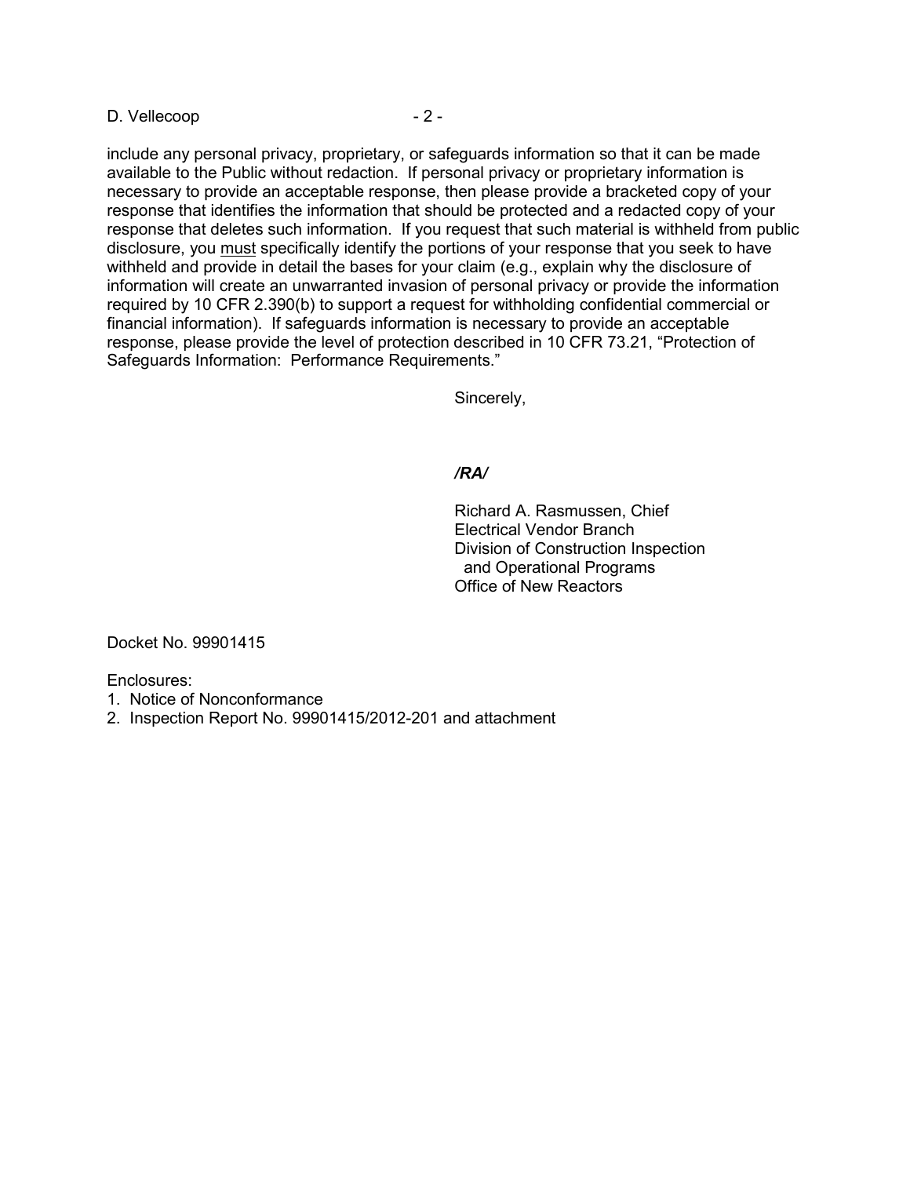include any personal privacy, proprietary, or safeguards information so that it can be made available to the Public without redaction. If personal privacy or proprietary information is necessary to provide an acceptable response, then please provide a bracketed copy of your response that identifies the information that should be protected and a redacted copy of your response that deletes such information. If you request that such material is withheld from public disclosure, you must specifically identify the portions of your response that you seek to have withheld and provide in detail the bases for your claim (e.g., explain why the disclosure of information will create an unwarranted invasion of personal privacy or provide the information required by 10 CFR 2.390(b) to support a request for withholding confidential commercial or financial information). If safeguards information is necessary to provide an acceptable response, please provide the level of protection described in 10 CFR 73.21, "Protection of Safeguards Information: Performance Requirements."

Sincerely,

*/RA/*

Richard A. Rasmussen, Chief
Electrical Vendor Branch
Division of Construction Inspection
and Operational Programs
Office of New Reactors

Docket No. 99901415

Enclosures:
1. Notice of Nonconformance
2. Inspection Report No. 99901415/2012-201 and attachment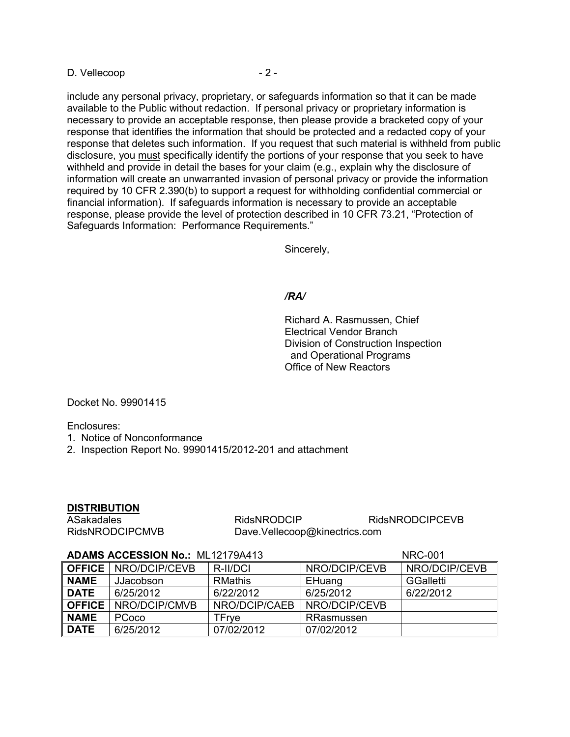include any personal privacy, proprietary, or safeguards information so that it can be made available to the Public without redaction. If personal privacy or proprietary information is necessary to provide an acceptable response, then please provide a bracketed copy of your response that identifies the information that should be protected and a redacted copy of your response that deletes such information. If you request that such material is withheld from public disclosure, you must specifically identify the portions of your response that you seek to have withheld and provide in detail the bases for your claim (e.g., explain why the disclosure of information will create an unwarranted invasion of personal privacy or provide the information required by 10 CFR 2.390(b) to support a request for withholding confidential commercial or financial information). If safeguards information is necessary to provide an acceptable response, please provide the level of protection described in 10 CFR 73.21, "Protection of Safeguards Information: Performance Requirements."

Sincerely,

*/RA/*

Richard A. Rasmussen, Chief
Electrical Vendor Branch
Division of Construction Inspection
and Operational Programs
Office of New Reactors

Docket No. 99901415

Enclosures:
1. Notice of Nonconformance
2. Inspection Report No. 99901415/2012-201 and attachment

**DISTRIBUTION**

ASakadales RidsNRODCIP RidsNRODCIPCEVB
RidsNRODCIPCMVB Dave.Vellecoop@kinectrics.com

**ADAMS ACCESSION No.:** ML12179A413 NRC-001

| **OFFICE** | NRO/DCIP/CEVB | R-II/DCI | NRO/DCIP/CEVB | NRO/DCIP/CEVB |
|---|---|---|---|---|
| **NAME** | JJacobson | RMathis | EHuang | GGalletti |
| **DATE** | 6/25/2012 | 6/22/2012 | 6/25/2012 | 6/22/2012 |
| **OFFICE** | NRO/DCIP/CMVB | NRO/DCIP/CAEB | NRO/DCIP/CEVB | |
| **NAME** | PCoco | TFrye | RRasmussen | |
| **DATE** | 6/25/2012 | 07/02/2012 | 07/02/2012 | |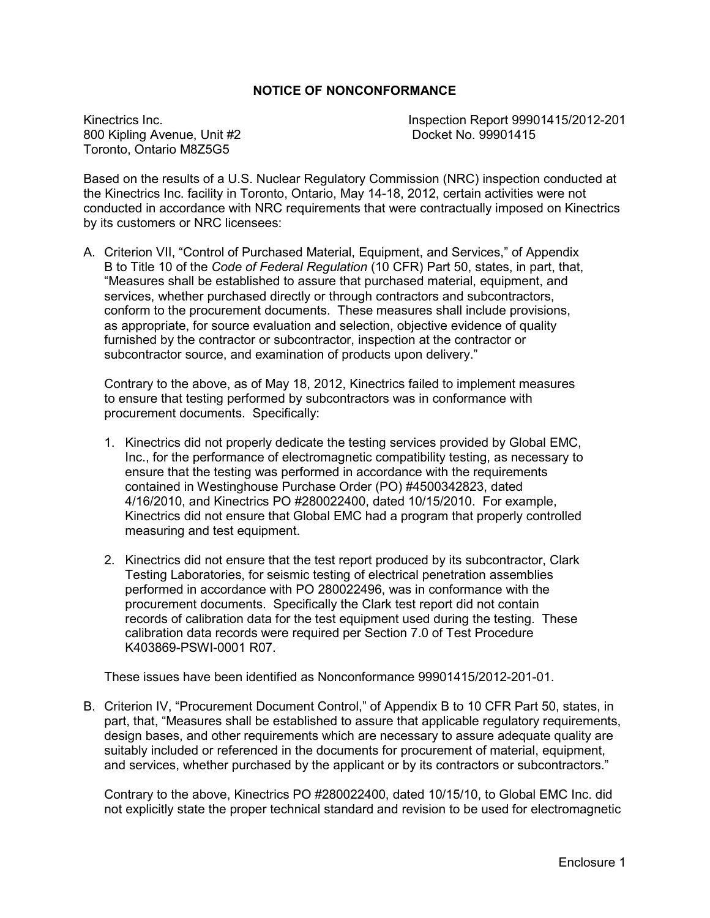## NOTICE OF NONCONFORMANCE

Kinectrics Inc.
800 Kipling Avenue, Unit #2
Toronto, Ontario M8Z5G5

Inspection Report 99901415/2012-201
Docket No. 99901415

Based on the results of a U.S. Nuclear Regulatory Commission (NRC) inspection conducted at the Kinectrics Inc. facility in Toronto, Ontario, May 14-18, 2012, certain activities were not conducted in accordance with NRC requirements that were contractually imposed on Kinectrics by its customers or NRC licensees:

A. Criterion VII, "Control of Purchased Material, Equipment, and Services," of Appendix B to Title 10 of the *Code of Federal Regulation* (10 CFR) Part 50, states, in part, that, "Measures shall be established to assure that purchased material, equipment, and services, whether purchased directly or through contractors and subcontractors, conform to the procurement documents. These measures shall include provisions, as appropriate, for source evaluation and selection, objective evidence of quality furnished by the contractor or subcontractor, inspection at the contractor or subcontractor source, and examination of products upon delivery."

   Contrary to the above, as of May 18, 2012, Kinectrics failed to implement measures to ensure that testing performed by subcontractors was in conformance with procurement documents. Specifically:

   1. Kinectrics did not properly dedicate the testing services provided by Global EMC, Inc., for the performance of electromagnetic compatibility testing, as necessary to ensure that the testing was performed in accordance with the requirements contained in Westinghouse Purchase Order (PO) #4500342823, dated 4/16/2010, and Kinectrics PO #280022400, dated 10/15/2010. For example, Kinectrics did not ensure that Global EMC had a program that properly controlled measuring and test equipment.

   2. Kinectrics did not ensure that the test report produced by its subcontractor, Clark Testing Laboratories, for seismic testing of electrical penetration assemblies performed in accordance with PO 280022496, was in conformance with the procurement documents. Specifically the Clark test report did not contain records of calibration data for the test equipment used during the testing. These calibration data records were required per Section 7.0 of Test Procedure K403869-PSWI-0001 R07.

   These issues have been identified as Nonconformance 99901415/2012-201-01.

B. Criterion IV, "Procurement Document Control," of Appendix B to 10 CFR Part 50, states, in part, that, "Measures shall be established to assure that applicable regulatory requirements, design bases, and other requirements which are necessary to assure adequate quality are suitably included or referenced in the documents for procurement of material, equipment, and services, whether purchased by the applicant or by its contractors or subcontractors."

   Contrary to the above, Kinectrics PO #280022400, dated 10/15/10, to Global EMC Inc. did not explicitly state the proper technical standard and revision to be used for electromagnetic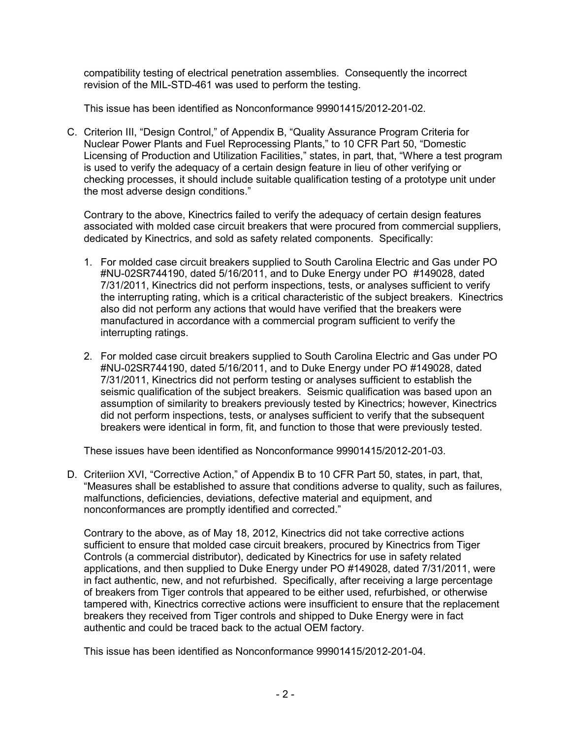compatibility testing of electrical penetration assemblies. Consequently the incorrect revision of the MIL-STD-461 was used to perform the testing.

This issue has been identified as Nonconformance 99901415/2012-201-02.

C. Criterion III, "Design Control," of Appendix B, "Quality Assurance Program Criteria for Nuclear Power Plants and Fuel Reprocessing Plants," to 10 CFR Part 50, "Domestic Licensing of Production and Utilization Facilities," states, in part, that, "Where a test program is used to verify the adequacy of a certain design feature in lieu of other verifying or checking processes, it should include suitable qualification testing of a prototype unit under the most adverse design conditions."

   Contrary to the above, Kinectrics failed to verify the adequacy of certain design features associated with molded case circuit breakers that were procured from commercial suppliers, dedicated by Kinectrics, and sold as safety related components. Specifically:

   1. For molded case circuit breakers supplied to South Carolina Electric and Gas under PO #NU-02SR744190, dated 5/16/2011, and to Duke Energy under PO #149028, dated 7/31/2011, Kinectrics did not perform inspections, tests, or analyses sufficient to verify the interrupting rating, which is a critical characteristic of the subject breakers. Kinectrics also did not perform any actions that would have verified that the breakers were manufactured in accordance with a commercial program sufficient to verify the interrupting ratings.

   2. For molded case circuit breakers supplied to South Carolina Electric and Gas under PO #NU-02SR744190, dated 5/16/2011, and to Duke Energy under PO #149028, dated 7/31/2011, Kinectrics did not perform testing or analyses sufficient to establish the seismic qualification of the subject breakers. Seismic qualification was based upon an assumption of similarity to breakers previously tested by Kinectrics; however, Kinectrics did not perform inspections, tests, or analyses sufficient to verify that the subsequent breakers were identical in form, fit, and function to those that were previously tested.

   These issues have been identified as Nonconformance 99901415/2012-201-03.

D. Criteriion XVI, "Corrective Action," of Appendix B to 10 CFR Part 50, states, in part, that, "Measures shall be established to assure that conditions adverse to quality, such as failures, malfunctions, deficiencies, deviations, defective material and equipment, and nonconformances are promptly identified and corrected."

   Contrary to the above, as of May 18, 2012, Kinectrics did not take corrective actions sufficient to ensure that molded case circuit breakers, procured by Kinectrics from Tiger Controls (a commercial distributor), dedicated by Kinectrics for use in safety related applications, and then supplied to Duke Energy under PO #149028, dated 7/31/2011, were in fact authentic, new, and not refurbished. Specifically, after receiving a large percentage of breakers from Tiger controls that appeared to be either used, refurbished, or otherwise tampered with, Kinectrics corrective actions were insufficient to ensure that the replacement breakers they received from Tiger controls and shipped to Duke Energy were in fact authentic and could be traced back to the actual OEM factory.

   This issue has been identified as Nonconformance 99901415/2012-201-04.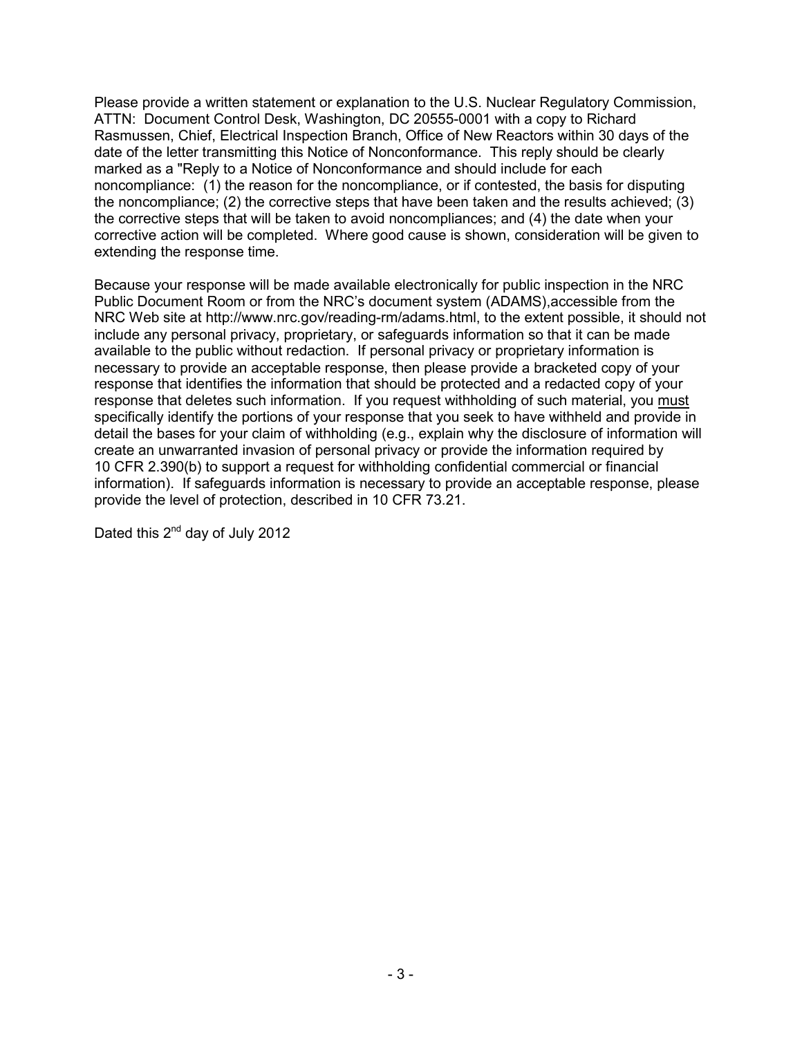Please provide a written statement or explanation to the U.S. Nuclear Regulatory Commission, ATTN: Document Control Desk, Washington, DC 20555-0001 with a copy to Richard Rasmussen, Chief, Electrical Inspection Branch, Office of New Reactors within 30 days of the date of the letter transmitting this Notice of Nonconformance. This reply should be clearly marked as a "Reply to a Notice of Nonconformance and should include for each noncompliance: (1) the reason for the noncompliance, or if contested, the basis for disputing the noncompliance; (2) the corrective steps that have been taken and the results achieved; (3) the corrective steps that will be taken to avoid noncompliances; and (4) the date when your corrective action will be completed. Where good cause is shown, consideration will be given to extending the response time.

Because your response will be made available electronically for public inspection in the NRC Public Document Room or from the NRC's document system (ADAMS),accessible from the NRC Web site at http://www.nrc.gov/reading-rm/adams.html, to the extent possible, it should not include any personal privacy, proprietary, or safeguards information so that it can be made available to the public without redaction. If personal privacy or proprietary information is necessary to provide an acceptable response, then please provide a bracketed copy of your response that identifies the information that should be protected and a redacted copy of your response that deletes such information. If you request withholding of such material, you <u>must</u> specifically identify the portions of your response that you seek to have withheld and provide in detail the bases for your claim of withholding (e.g., explain why the disclosure of information will create an unwarranted invasion of personal privacy or provide the information required by 10 CFR 2.390(b) to support a request for withholding confidential commercial or financial information). If safeguards information is necessary to provide an acceptable response, please provide the level of protection, described in 10 CFR 73.21.

Dated this 2nd day of July 2012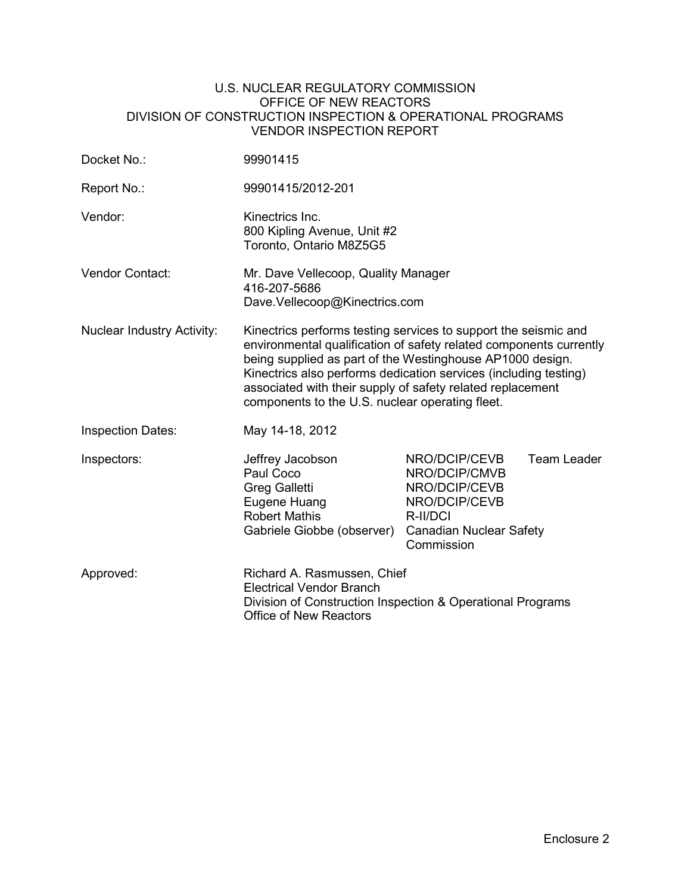U.S. NUCLEAR REGULATORY COMMISSION
OFFICE OF NEW REACTORS
DIVISION OF CONSTRUCTION INSPECTION & OPERATIONAL PROGRAMS
VENDOR INSPECTION REPORT

| | |
|---|---|
| Docket No.: | 99901415 |
| Report No.: | 99901415/2012-201 |
| Vendor: | Kinectrics Inc.<br>800 Kipling Avenue, Unit #2<br>Toronto, Ontario M8Z5G5 |
| Vendor Contact: | Mr. Dave Vellecoop, Quality Manager<br>416-207-5686<br>Dave.Vellecoop@Kinectrics.com |
| Nuclear Industry Activity: | Kinectrics performs testing services to support the seismic and environmental qualification of safety related components currently being supplied as part of the Westinghouse AP1000 design. Kinectrics also performs dedication services (including testing) associated with their supply of safety related replacement components to the U.S. nuclear operating fleet. |
| Inspection Dates: | May 14-18, 2012 |

| Inspectors: | | | |
|---|---|---|---|
| | Jeffrey Jacobson | NRO/DCIP/CEVB | Team Leader |
| | Paul Coco | NRO/DCIP/CMVB | |
| | Greg Galletti | NRO/DCIP/CEVB | |
| | Eugene Huang | NRO/DCIP/CEVB | |
| | Robert Mathis | R-II/DCI | |
| | Gabriele Giobbe (observer) | Canadian Nuclear Safety Commission | |

Approved: Richard A. Rasmussen, Chief
Electrical Vendor Branch
Division of Construction Inspection & Operational Programs
Office of New Reactors

Enclosure 2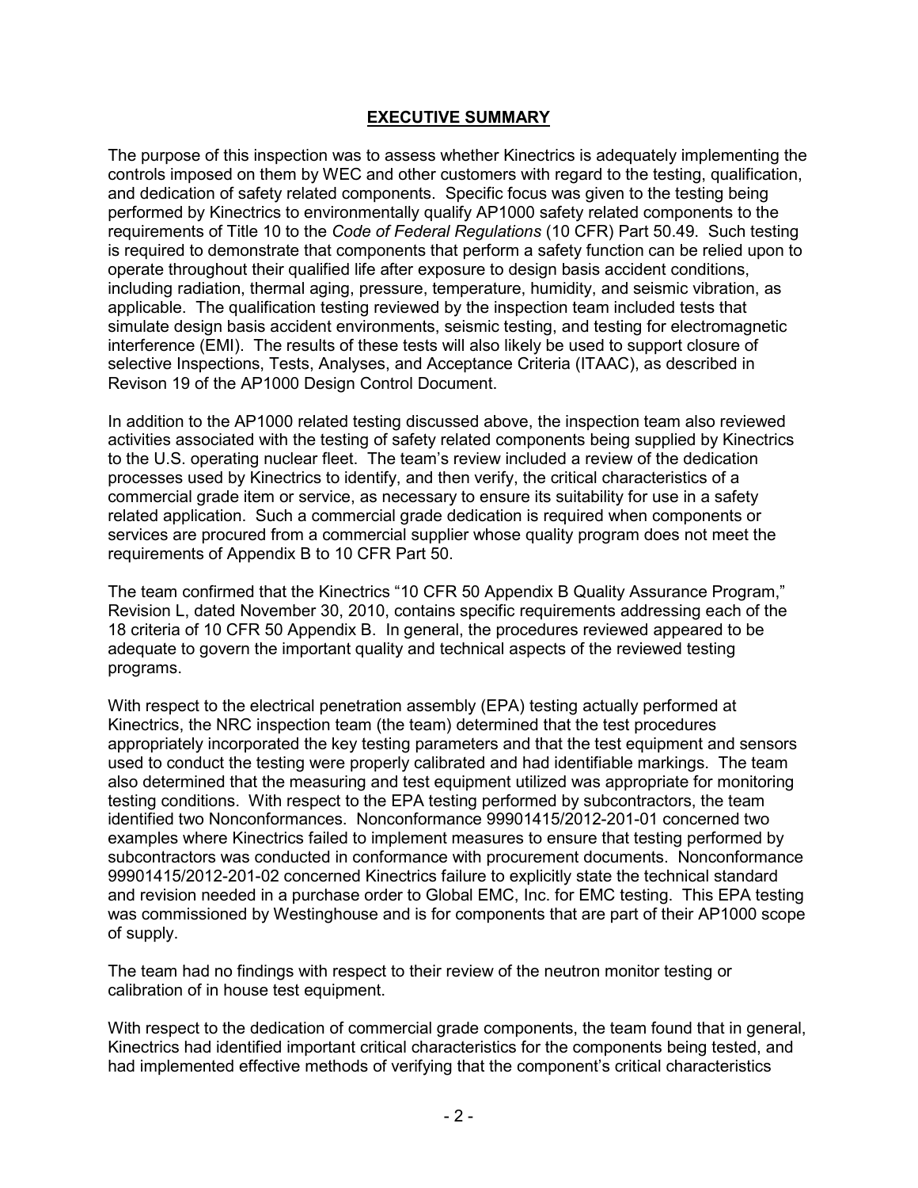# EXECUTIVE SUMMARY

The purpose of this inspection was to assess whether Kinectrics is adequately implementing the controls imposed on them by WEC and other customers with regard to the testing, qualification, and dedication of safety related components. Specific focus was given to the testing being performed by Kinectrics to environmentally qualify AP1000 safety related components to the requirements of Title 10 to the *Code of Federal Regulations* (10 CFR) Part 50.49. Such testing is required to demonstrate that components that perform a safety function can be relied upon to operate throughout their qualified life after exposure to design basis accident conditions, including radiation, thermal aging, pressure, temperature, humidity, and seismic vibration, as applicable. The qualification testing reviewed by the inspection team included tests that simulate design basis accident environments, seismic testing, and testing for electromagnetic interference (EMI). The results of these tests will also likely be used to support closure of selective Inspections, Tests, Analyses, and Acceptance Criteria (ITAAC), as described in Revison 19 of the AP1000 Design Control Document.

In addition to the AP1000 related testing discussed above, the inspection team also reviewed activities associated with the testing of safety related components being supplied by Kinectrics to the U.S. operating nuclear fleet. The team's review included a review of the dedication processes used by Kinectrics to identify, and then verify, the critical characteristics of a commercial grade item or service, as necessary to ensure its suitability for use in a safety related application. Such a commercial grade dedication is required when components or services are procured from a commercial supplier whose quality program does not meet the requirements of Appendix B to 10 CFR Part 50.

The team confirmed that the Kinectrics "10 CFR 50 Appendix B Quality Assurance Program," Revision L, dated November 30, 2010, contains specific requirements addressing each of the 18 criteria of 10 CFR 50 Appendix B. In general, the procedures reviewed appeared to be adequate to govern the important quality and technical aspects of the reviewed testing programs.

With respect to the electrical penetration assembly (EPA) testing actually performed at Kinectrics, the NRC inspection team (the team) determined that the test procedures appropriately incorporated the key testing parameters and that the test equipment and sensors used to conduct the testing were properly calibrated and had identifiable markings. The team also determined that the measuring and test equipment utilized was appropriate for monitoring testing conditions. With respect to the EPA testing performed by subcontractors, the team identified two Nonconformances. Nonconformance 99901415/2012-201-01 concerned two examples where Kinectrics failed to implement measures to ensure that testing performed by subcontractors was conducted in conformance with procurement documents. Nonconformance 99901415/2012-201-02 concerned Kinectrics failure to explicitly state the technical standard and revision needed in a purchase order to Global EMC, Inc. for EMC testing. This EPA testing was commissioned by Westinghouse and is for components that are part of their AP1000 scope of supply.

The team had no findings with respect to their review of the neutron monitor testing or calibration of in house test equipment.

With respect to the dedication of commercial grade components, the team found that in general, Kinectrics had identified important critical characteristics for the components being tested, and had implemented effective methods of verifying that the component's critical characteristics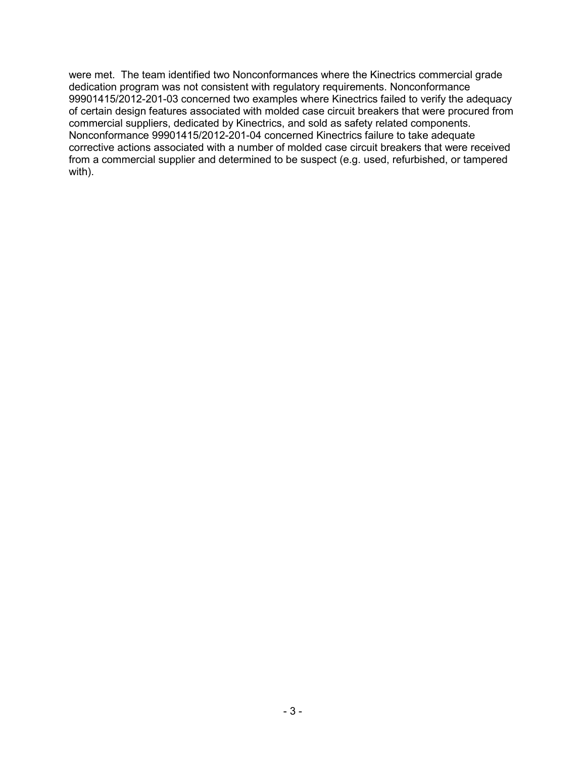were met. The team identified two Nonconformances where the Kinectrics commercial grade dedication program was not consistent with regulatory requirements. Nonconformance 99901415/2012-201-03 concerned two examples where Kinectrics failed to verify the adequacy of certain design features associated with molded case circuit breakers that were procured from commercial suppliers, dedicated by Kinectrics, and sold as safety related components. Nonconformance 99901415/2012-201-04 concerned Kinectrics failure to take adequate corrective actions associated with a number of molded case circuit breakers that were received from a commercial supplier and determined to be suspect (e.g. used, refurbished, or tampered with).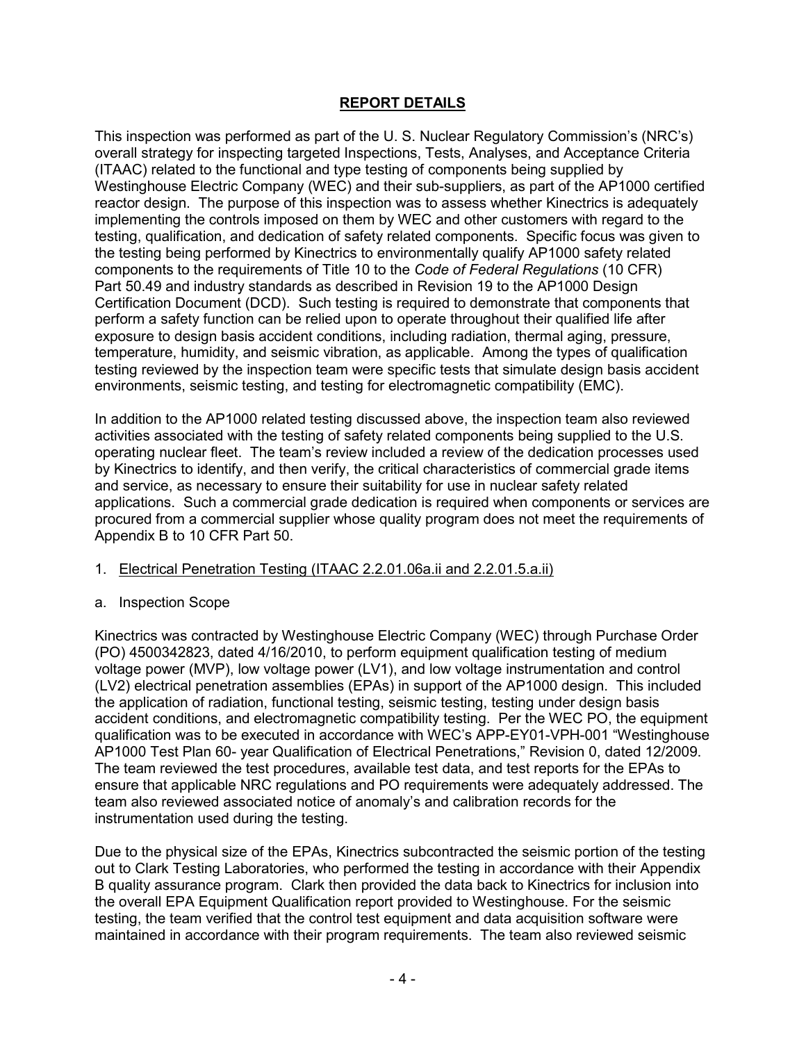## **REPORT DETAILS**

This inspection was performed as part of the U. S. Nuclear Regulatory Commission's (NRC's) overall strategy for inspecting targeted Inspections, Tests, Analyses, and Acceptance Criteria (ITAAC) related to the functional and type testing of components being supplied by Westinghouse Electric Company (WEC) and their sub-suppliers, as part of the AP1000 certified reactor design. The purpose of this inspection was to assess whether Kinectrics is adequately implementing the controls imposed on them by WEC and other customers with regard to the testing, qualification, and dedication of safety related components. Specific focus was given to the testing being performed by Kinectrics to environmentally qualify AP1000 safety related components to the requirements of Title 10 to the *Code of Federal Regulations* (10 CFR) Part 50.49 and industry standards as described in Revision 19 to the AP1000 Design Certification Document (DCD). Such testing is required to demonstrate that components that perform a safety function can be relied upon to operate throughout their qualified life after exposure to design basis accident conditions, including radiation, thermal aging, pressure, temperature, humidity, and seismic vibration, as applicable. Among the types of qualification testing reviewed by the inspection team were specific tests that simulate design basis accident environments, seismic testing, and testing for electromagnetic compatibility (EMC).

In addition to the AP1000 related testing discussed above, the inspection team also reviewed activities associated with the testing of safety related components being supplied to the U.S. operating nuclear fleet. The team's review included a review of the dedication processes used by Kinectrics to identify, and then verify, the critical characteristics of commercial grade items and service, as necessary to ensure their suitability for use in nuclear safety related applications. Such a commercial grade dedication is required when components or services are procured from a commercial supplier whose quality program does not meet the requirements of Appendix B to 10 CFR Part 50.

1. Electrical Penetration Testing (ITAAC 2.2.01.06a.ii and 2.2.01.5.a.ii)

a. Inspection Scope

Kinectrics was contracted by Westinghouse Electric Company (WEC) through Purchase Order (PO) 4500342823, dated 4/16/2010, to perform equipment qualification testing of medium voltage power (MVP), low voltage power (LV1), and low voltage instrumentation and control (LV2) electrical penetration assemblies (EPAs) in support of the AP1000 design. This included the application of radiation, functional testing, seismic testing, testing under design basis accident conditions, and electromagnetic compatibility testing. Per the WEC PO, the equipment qualification was to be executed in accordance with WEC's APP-EY01-VPH-001 "Westinghouse AP1000 Test Plan 60- year Qualification of Electrical Penetrations," Revision 0, dated 12/2009. The team reviewed the test procedures, available test data, and test reports for the EPAs to ensure that applicable NRC regulations and PO requirements were adequately addressed. The team also reviewed associated notice of anomaly's and calibration records for the instrumentation used during the testing.

Due to the physical size of the EPAs, Kinectrics subcontracted the seismic portion of the testing out to Clark Testing Laboratories, who performed the testing in accordance with their Appendix B quality assurance program. Clark then provided the data back to Kinectrics for inclusion into the overall EPA Equipment Qualification report provided to Westinghouse. For the seismic testing, the team verified that the control test equipment and data acquisition software were maintained in accordance with their program requirements. The team also reviewed seismic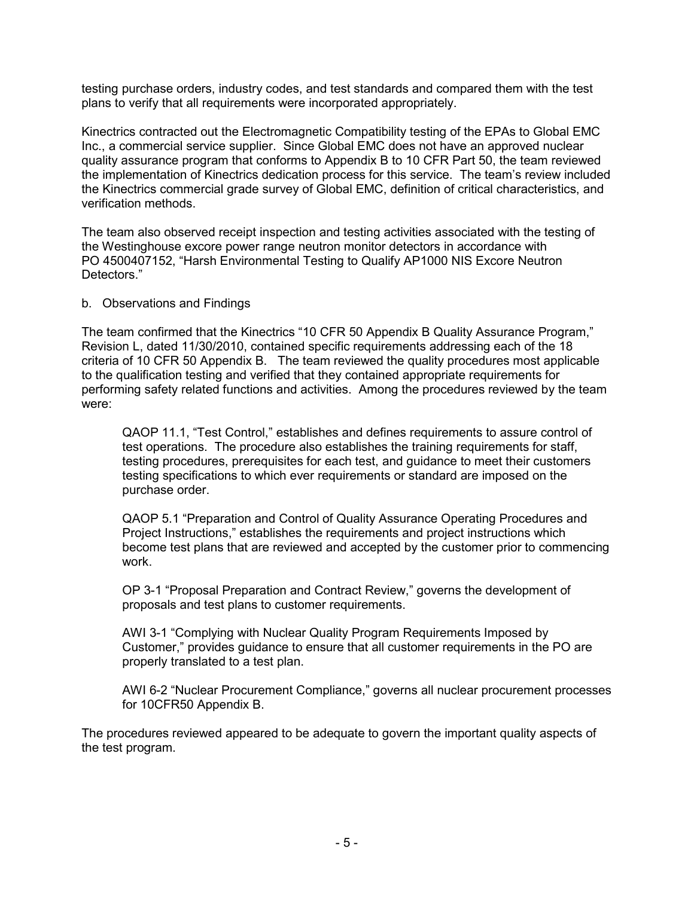testing purchase orders, industry codes, and test standards and compared them with the test plans to verify that all requirements were incorporated appropriately.

Kinectrics contracted out the Electromagnetic Compatibility testing of the EPAs to Global EMC Inc., a commercial service supplier. Since Global EMC does not have an approved nuclear quality assurance program that conforms to Appendix B to 10 CFR Part 50, the team reviewed the implementation of Kinectrics dedication process for this service. The team's review included the Kinectrics commercial grade survey of Global EMC, definition of critical characteristics, and verification methods.

The team also observed receipt inspection and testing activities associated with the testing of the Westinghouse excore power range neutron monitor detectors in accordance with PO 4500407152, "Harsh Environmental Testing to Qualify AP1000 NIS Excore Neutron Detectors."

b. Observations and Findings

The team confirmed that the Kinectrics "10 CFR 50 Appendix B Quality Assurance Program," Revision L, dated 11/30/2010, contained specific requirements addressing each of the 18 criteria of 10 CFR 50 Appendix B. The team reviewed the quality procedures most applicable to the qualification testing and verified that they contained appropriate requirements for performing safety related functions and activities. Among the procedures reviewed by the team were:

> QAOP 11.1, "Test Control," establishes and defines requirements to assure control of test operations. The procedure also establishes the training requirements for staff, testing procedures, prerequisites for each test, and guidance to meet their customers testing specifications to which ever requirements or standard are imposed on the purchase order.
>
> QAOP 5.1 "Preparation and Control of Quality Assurance Operating Procedures and Project Instructions," establishes the requirements and project instructions which become test plans that are reviewed and accepted by the customer prior to commencing work.
>
> OP 3-1 "Proposal Preparation and Contract Review," governs the development of proposals and test plans to customer requirements.
>
> AWI 3-1 "Complying with Nuclear Quality Program Requirements Imposed by Customer," provides guidance to ensure that all customer requirements in the PO are properly translated to a test plan.
>
> AWI 6-2 "Nuclear Procurement Compliance," governs all nuclear procurement processes for 10CFR50 Appendix B.

The procedures reviewed appeared to be adequate to govern the important quality aspects of the test program.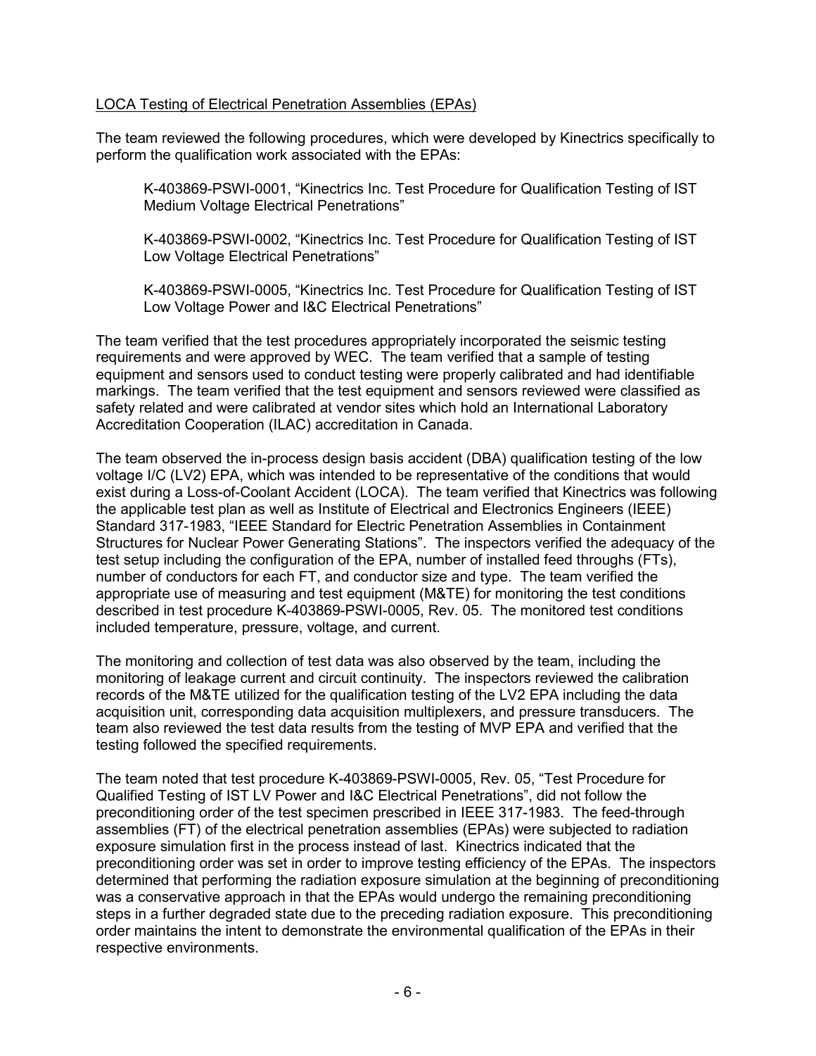<u>LOCA Testing of Electrical Penetration Assemblies (EPAs)</u>

The team reviewed the following procedures, which were developed by Kinectrics specifically to perform the qualification work associated with the EPAs:

> K-403869-PSWI-0001, "Kinectrics Inc. Test Procedure for Qualification Testing of IST Medium Voltage Electrical Penetrations"
>
> K-403869-PSWI-0002, "Kinectrics Inc. Test Procedure for Qualification Testing of IST Low Voltage Electrical Penetrations"
>
> K-403869-PSWI-0005, "Kinectrics Inc. Test Procedure for Qualification Testing of IST Low Voltage Power and I&C Electrical Penetrations"

The team verified that the test procedures appropriately incorporated the seismic testing requirements and were approved by WEC. The team verified that a sample of testing equipment and sensors used to conduct testing were properly calibrated and had identifiable markings. The team verified that the test equipment and sensors reviewed were classified as safety related and were calibrated at vendor sites which hold an International Laboratory Accreditation Cooperation (ILAC) accreditation in Canada.

The team observed the in-process design basis accident (DBA) qualification testing of the low voltage I/C (LV2) EPA, which was intended to be representative of the conditions that would exist during a Loss-of-Coolant Accident (LOCA). The team verified that Kinectrics was following the applicable test plan as well as Institute of Electrical and Electronics Engineers (IEEE) Standard 317-1983, "IEEE Standard for Electric Penetration Assemblies in Containment Structures for Nuclear Power Generating Stations". The inspectors verified the adequacy of the test setup including the configuration of the EPA, number of installed feed throughs (FTs), number of conductors for each FT, and conductor size and type. The team verified the appropriate use of measuring and test equipment (M&TE) for monitoring the test conditions described in test procedure K-403869-PSWI-0005, Rev. 05. The monitored test conditions included temperature, pressure, voltage, and current.

The monitoring and collection of test data was also observed by the team, including the monitoring of leakage current and circuit continuity. The inspectors reviewed the calibration records of the M&TE utilized for the qualification testing of the LV2 EPA including the data acquisition unit, corresponding data acquisition multiplexers, and pressure transducers. The team also reviewed the test data results from the testing of MVP EPA and verified that the testing followed the specified requirements.

The team noted that test procedure K-403869-PSWI-0005, Rev. 05, "Test Procedure for Qualified Testing of IST LV Power and I&C Electrical Penetrations", did not follow the preconditioning order of the test specimen prescribed in IEEE 317-1983. The feed-through assemblies (FT) of the electrical penetration assemblies (EPAs) were subjected to radiation exposure simulation first in the process instead of last. Kinectrics indicated that the preconditioning order was set in order to improve testing efficiency of the EPAs. The inspectors determined that performing the radiation exposure simulation at the beginning of preconditioning was a conservative approach in that the EPAs would undergo the remaining preconditioning steps in a further degraded state due to the preceding radiation exposure. This preconditioning order maintains the intent to demonstrate the environmental qualification of the EPAs in their respective environments.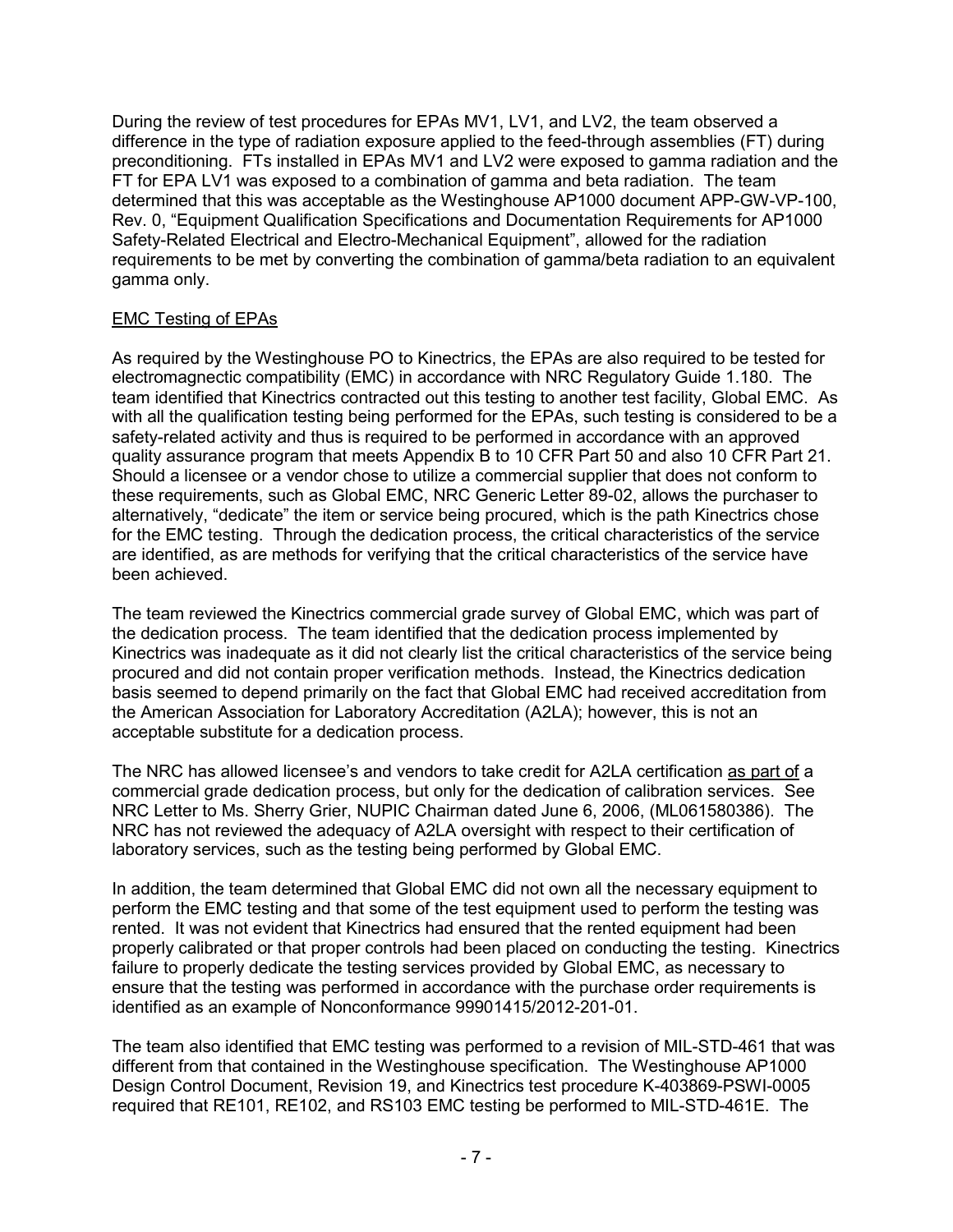During the review of test procedures for EPAs MV1, LV1, and LV2, the team observed a difference in the type of radiation exposure applied to the feed-through assemblies (FT) during preconditioning. FTs installed in EPAs MV1 and LV2 were exposed to gamma radiation and the FT for EPA LV1 was exposed to a combination of gamma and beta radiation. The team determined that this was acceptable as the Westinghouse AP1000 document APP-GW-VP-100, Rev. 0, "Equipment Qualification Specifications and Documentation Requirements for AP1000 Safety-Related Electrical and Electro-Mechanical Equipment", allowed for the radiation requirements to be met by converting the combination of gamma/beta radiation to an equivalent gamma only.

EMC Testing of EPAs

As required by the Westinghouse PO to Kinectrics, the EPAs are also required to be tested for electromagnetic compatibility (EMC) in accordance with NRC Regulatory Guide 1.180. The team identified that Kinectrics contracted out this testing to another test facility, Global EMC. As with all the qualification testing being performed for the EPAs, such testing is considered to be a safety-related activity and thus is required to be performed in accordance with an approved quality assurance program that meets Appendix B to 10 CFR Part 50 and also 10 CFR Part 21. Should a licensee or a vendor chose to utilize a commercial supplier that does not conform to these requirements, such as Global EMC, NRC Generic Letter 89-02, allows the purchaser to alternatively, "dedicate" the item or service being procured, which is the path Kinectrics chose for the EMC testing. Through the dedication process, the critical characteristics of the service are identified, as are methods for verifying that the critical characteristics of the service have been achieved.

The team reviewed the Kinectrics commercial grade survey of Global EMC, which was part of the dedication process. The team identified that the dedication process implemented by Kinectrics was inadequate as it did not clearly list the critical characteristics of the service being procured and did not contain proper verification methods. Instead, the Kinectrics dedication basis seemed to depend primarily on the fact that Global EMC had received accreditation from the American Association for Laboratory Accreditation (A2LA); however, this is not an acceptable substitute for a dedication process.

The NRC has allowed licensee's and vendors to take credit for A2LA certification as part of a commercial grade dedication process, but only for the dedication of calibration services. See NRC Letter to Ms. Sherry Grier, NUPIC Chairman dated June 6, 2006, (ML061580386). The NRC has not reviewed the adequacy of A2LA oversight with respect to their certification of laboratory services, such as the testing being performed by Global EMC.

In addition, the team determined that Global EMC did not own all the necessary equipment to perform the EMC testing and that some of the test equipment used to perform the testing was rented. It was not evident that Kinectrics had ensured that the rented equipment had been properly calibrated or that proper controls had been placed on conducting the testing. Kinectrics failure to properly dedicate the testing services provided by Global EMC, as necessary to ensure that the testing was performed in accordance with the purchase order requirements is identified as an example of Nonconformance 99901415/2012-201-01.

The team also identified that EMC testing was performed to a revision of MIL-STD-461 that was different from that contained in the Westinghouse specification. The Westinghouse AP1000 Design Control Document, Revision 19, and Kinectrics test procedure K-403869-PSWI-0005 required that RE101, RE102, and RS103 EMC testing be performed to MIL-STD-461E. The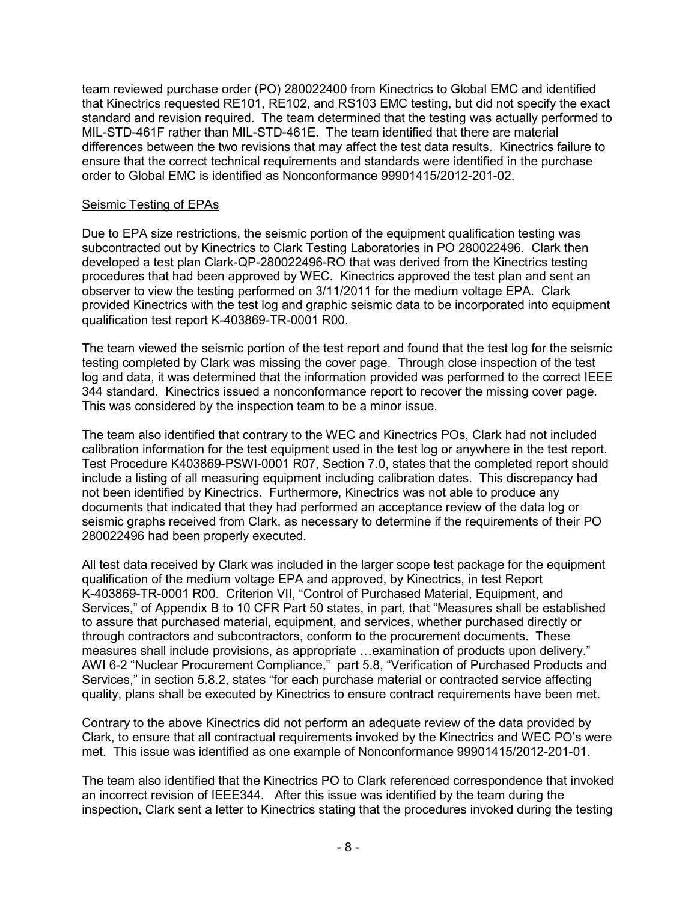team reviewed purchase order (PO) 280022400 from Kinectrics to Global EMC and identified that Kinectrics requested RE101, RE102, and RS103 EMC testing, but did not specify the exact standard and revision required. The team determined that the testing was actually performed to MIL-STD-461F rather than MIL-STD-461E. The team identified that there are material differences between the two revisions that may affect the test data results. Kinectrics failure to ensure that the correct technical requirements and standards were identified in the purchase order to Global EMC is identified as Nonconformance 99901415/2012-201-02.

Seismic Testing of EPAs

Due to EPA size restrictions, the seismic portion of the equipment qualification testing was subcontracted out by Kinectrics to Clark Testing Laboratories in PO 280022496. Clark then developed a test plan Clark-QP-280022496-RO that was derived from the Kinectrics testing procedures that had been approved by WEC. Kinectrics approved the test plan and sent an observer to view the testing performed on 3/11/2011 for the medium voltage EPA. Clark provided Kinectrics with the test log and graphic seismic data to be incorporated into equipment qualification test report K-403869-TR-0001 R00.

The team viewed the seismic portion of the test report and found that the test log for the seismic testing completed by Clark was missing the cover page. Through close inspection of the test log and data, it was determined that the information provided was performed to the correct IEEE 344 standard. Kinectrics issued a nonconformance report to recover the missing cover page. This was considered by the inspection team to be a minor issue.

The team also identified that contrary to the WEC and Kinectrics POs, Clark had not included calibration information for the test equipment used in the test log or anywhere in the test report. Test Procedure K403869-PSWI-0001 R07, Section 7.0, states that the completed report should include a listing of all measuring equipment including calibration dates. This discrepancy had not been identified by Kinectrics. Furthermore, Kinectrics was not able to produce any documents that indicated that they had performed an acceptance review of the data log or seismic graphs received from Clark, as necessary to determine if the requirements of their PO 280022496 had been properly executed.

All test data received by Clark was included in the larger scope test package for the equipment qualification of the medium voltage EPA and approved, by Kinectrics, in test Report K-403869-TR-0001 R00. Criterion VII, "Control of Purchased Material, Equipment, and Services," of Appendix B to 10 CFR Part 50 states, in part, that "Measures shall be established to assure that purchased material, equipment, and services, whether purchased directly or through contractors and subcontractors, conform to the procurement documents. These measures shall include provisions, as appropriate …examination of products upon delivery." AWI 6-2 "Nuclear Procurement Compliance," part 5.8, "Verification of Purchased Products and Services," in section 5.8.2, states "for each purchase material or contracted service affecting quality, plans shall be executed by Kinectrics to ensure contract requirements have been met.

Contrary to the above Kinectrics did not perform an adequate review of the data provided by Clark, to ensure that all contractual requirements invoked by the Kinectrics and WEC PO's were met. This issue was identified as one example of Nonconformance 99901415/2012-201-01.

The team also identified that the Kinectrics PO to Clark referenced correspondence that invoked an incorrect revision of IEEE344. After this issue was identified by the team during the inspection, Clark sent a letter to Kinectrics stating that the procedures invoked during the testing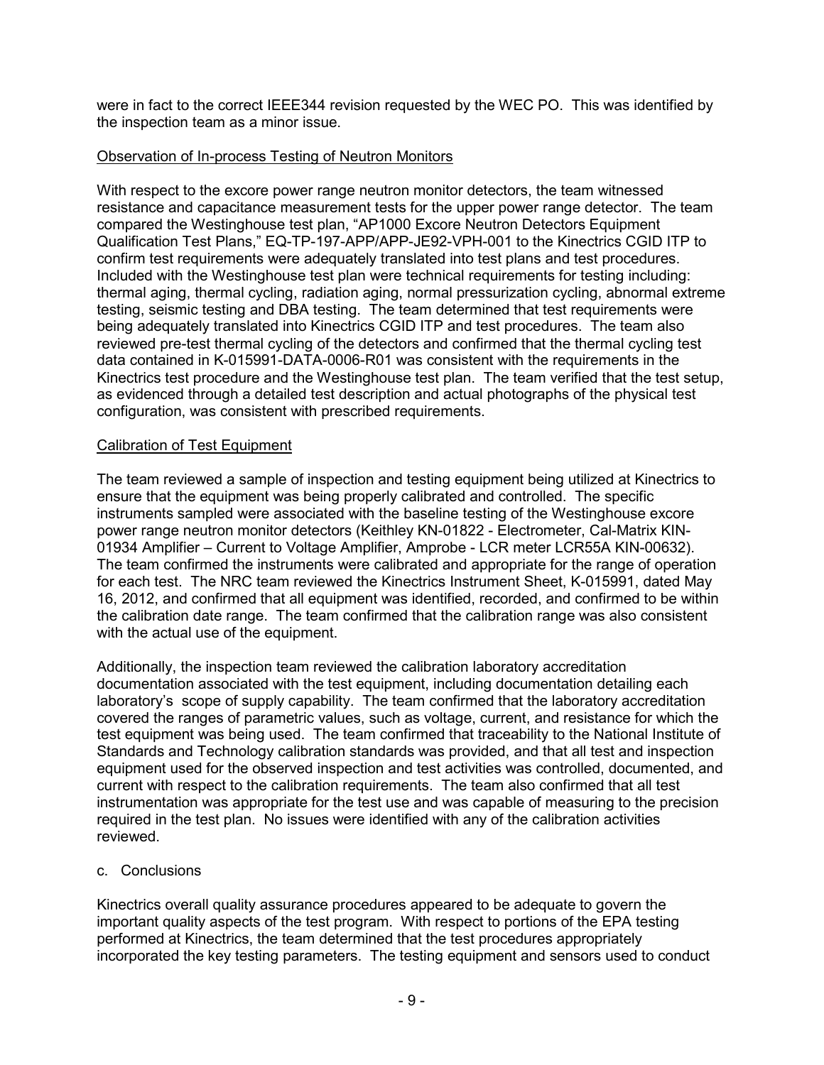were in fact to the correct IEEE344 revision requested by the WEC PO. This was identified by the inspection team as a minor issue.

Observation of In-process Testing of Neutron Monitors

With respect to the excore power range neutron monitor detectors, the team witnessed resistance and capacitance measurement tests for the upper power range detector. The team compared the Westinghouse test plan, "AP1000 Excore Neutron Detectors Equipment Qualification Test Plans," EQ-TP-197-APP/APP-JE92-VPH-001 to the Kinectrics CGID ITP to confirm test requirements were adequately translated into test plans and test procedures. Included with the Westinghouse test plan were technical requirements for testing including: thermal aging, thermal cycling, radiation aging, normal pressurization cycling, abnormal extreme testing, seismic testing and DBA testing. The team determined that test requirements were being adequately translated into Kinectrics CGID ITP and test procedures. The team also reviewed pre-test thermal cycling of the detectors and confirmed that the thermal cycling test data contained in K-015991-DATA-0006-R01 was consistent with the requirements in the Kinectrics test procedure and the Westinghouse test plan. The team verified that the test setup, as evidenced through a detailed test description and actual photographs of the physical test configuration, was consistent with prescribed requirements.

Calibration of Test Equipment

The team reviewed a sample of inspection and testing equipment being utilized at Kinectrics to ensure that the equipment was being properly calibrated and controlled. The specific instruments sampled were associated with the baseline testing of the Westinghouse excore power range neutron monitor detectors (Keithley KN-01822 - Electrometer, Cal-Matrix KIN-01934 Amplifier – Current to Voltage Amplifier, Amprobe - LCR meter LCR55A KIN-00632). The team confirmed the instruments were calibrated and appropriate for the range of operation for each test. The NRC team reviewed the Kinectrics Instrument Sheet, K-015991, dated May 16, 2012, and confirmed that all equipment was identified, recorded, and confirmed to be within the calibration date range. The team confirmed that the calibration range was also consistent with the actual use of the equipment.

Additionally, the inspection team reviewed the calibration laboratory accreditation documentation associated with the test equipment, including documentation detailing each laboratory's scope of supply capability. The team confirmed that the laboratory accreditation covered the ranges of parametric values, such as voltage, current, and resistance for which the test equipment was being used. The team confirmed that traceability to the National Institute of Standards and Technology calibration standards was provided, and that all test and inspection equipment used for the observed inspection and test activities was controlled, documented, and current with respect to the calibration requirements. The team also confirmed that all test instrumentation was appropriate for the test use and was capable of measuring to the precision required in the test plan. No issues were identified with any of the calibration activities reviewed.

c. Conclusions

Kinectrics overall quality assurance procedures appeared to be adequate to govern the important quality aspects of the test program. With respect to portions of the EPA testing performed at Kinectrics, the team determined that the test procedures appropriately incorporated the key testing parameters. The testing equipment and sensors used to conduct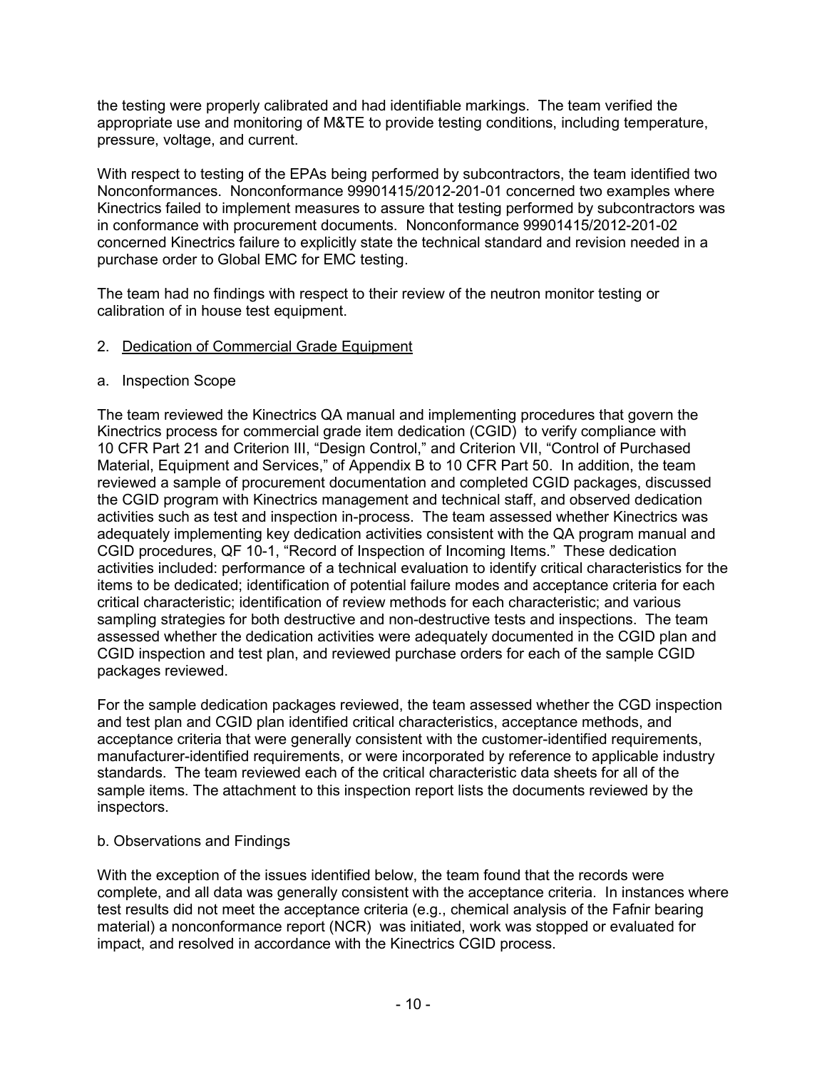the testing were properly calibrated and had identifiable markings. The team verified the appropriate use and monitoring of M&TE to provide testing conditions, including temperature, pressure, voltage, and current.

With respect to testing of the EPAs being performed by subcontractors, the team identified two Nonconformances. Nonconformance 99901415/2012-201-01 concerned two examples where Kinectrics failed to implement measures to assure that testing performed by subcontractors was in conformance with procurement documents. Nonconformance 99901415/2012-201-02 concerned Kinectrics failure to explicitly state the technical standard and revision needed in a purchase order to Global EMC for EMC testing.

The team had no findings with respect to their review of the neutron monitor testing or calibration of in house test equipment.

2. Dedication of Commercial Grade Equipment

a. Inspection Scope

The team reviewed the Kinectrics QA manual and implementing procedures that govern the Kinectrics process for commercial grade item dedication (CGID) to verify compliance with 10 CFR Part 21 and Criterion III, "Design Control," and Criterion VII, "Control of Purchased Material, Equipment and Services," of Appendix B to 10 CFR Part 50. In addition, the team reviewed a sample of procurement documentation and completed CGID packages, discussed the CGID program with Kinectrics management and technical staff, and observed dedication activities such as test and inspection in-process. The team assessed whether Kinectrics was adequately implementing key dedication activities consistent with the QA program manual and CGID procedures, QF 10-1, "Record of Inspection of Incoming Items." These dedication activities included: performance of a technical evaluation to identify critical characteristics for the items to be dedicated; identification of potential failure modes and acceptance criteria for each critical characteristic; identification of review methods for each characteristic; and various sampling strategies for both destructive and non-destructive tests and inspections. The team assessed whether the dedication activities were adequately documented in the CGID plan and CGID inspection and test plan, and reviewed purchase orders for each of the sample CGID packages reviewed.

For the sample dedication packages reviewed, the team assessed whether the CGD inspection and test plan and CGID plan identified critical characteristics, acceptance methods, and acceptance criteria that were generally consistent with the customer-identified requirements, manufacturer-identified requirements, or were incorporated by reference to applicable industry standards. The team reviewed each of the critical characteristic data sheets for all of the sample items. The attachment to this inspection report lists the documents reviewed by the inspectors.

b. Observations and Findings

With the exception of the issues identified below, the team found that the records were complete, and all data was generally consistent with the acceptance criteria. In instances where test results did not meet the acceptance criteria (e.g., chemical analysis of the Fafnir bearing material) a nonconformance report (NCR) was initiated, work was stopped or evaluated for impact, and resolved in accordance with the Kinectrics CGID process.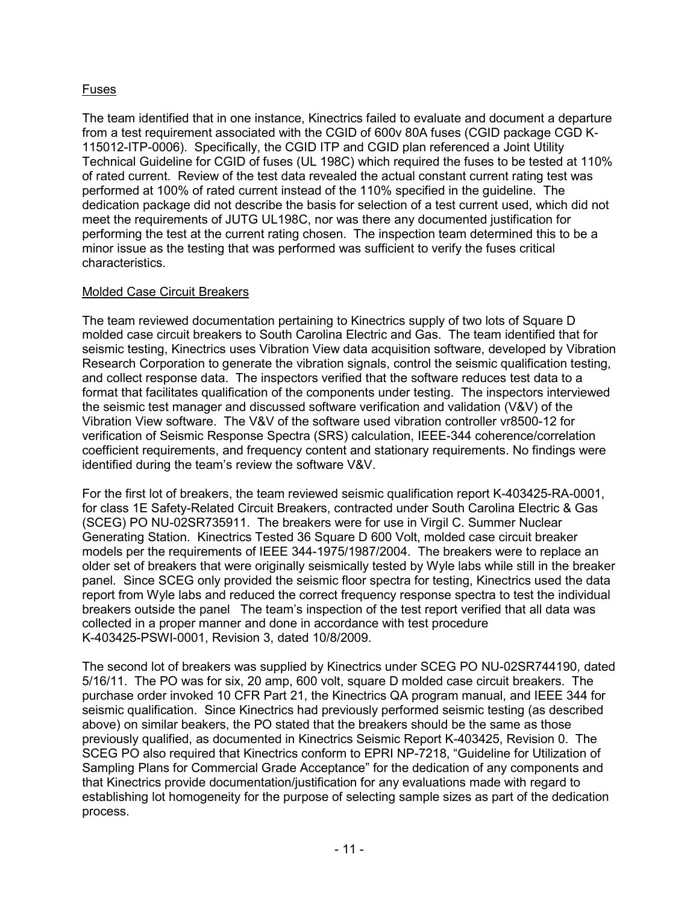Fuses

The team identified that in one instance, Kinectrics failed to evaluate and document a departure from a test requirement associated with the CGID of 600v 80A fuses (CGID package CGD K-115012-ITP-0006). Specifically, the CGID ITP and CGID plan referenced a Joint Utility Technical Guideline for CGID of fuses (UL 198C) which required the fuses to be tested at 110% of rated current. Review of the test data revealed the actual constant current rating test was performed at 100% of rated current instead of the 110% specified in the guideline. The dedication package did not describe the basis for selection of a test current used, which did not meet the requirements of JUTG UL198C, nor was there any documented justification for performing the test at the current rating chosen. The inspection team determined this to be a minor issue as the testing that was performed was sufficient to verify the fuses critical characteristics.

Molded Case Circuit Breakers

The team reviewed documentation pertaining to Kinectrics supply of two lots of Square D molded case circuit breakers to South Carolina Electric and Gas. The team identified that for seismic testing, Kinectrics uses Vibration View data acquisition software, developed by Vibration Research Corporation to generate the vibration signals, control the seismic qualification testing, and collect response data. The inspectors verified that the software reduces test data to a format that facilitates qualification of the components under testing. The inspectors interviewed the seismic test manager and discussed software verification and validation (V&V) of the Vibration View software. The V&V of the software used vibration controller vr8500-12 for verification of Seismic Response Spectra (SRS) calculation, IEEE-344 coherence/correlation coefficient requirements, and frequency content and stationary requirements. No findings were identified during the team's review the software V&V.

For the first lot of breakers, the team reviewed seismic qualification report K-403425-RA-0001, for class 1E Safety-Related Circuit Breakers, contracted under South Carolina Electric & Gas (SCEG) PO NU-02SR735911. The breakers were for use in Virgil C. Summer Nuclear Generating Station. Kinectrics Tested 36 Square D 600 Volt, molded case circuit breaker models per the requirements of IEEE 344-1975/1987/2004. The breakers were to replace an older set of breakers that were originally seismically tested by Wyle labs while still in the breaker panel. Since SCEG only provided the seismic floor spectra for testing, Kinectrics used the data report from Wyle labs and reduced the correct frequency response spectra to test the individual breakers outside the panel The team's inspection of the test report verified that all data was collected in a proper manner and done in accordance with test procedure K-403425-PSWI-0001, Revision 3, dated 10/8/2009.

The second lot of breakers was supplied by Kinectrics under SCEG PO NU-02SR744190, dated 5/16/11. The PO was for six, 20 amp, 600 volt, square D molded case circuit breakers. The purchase order invoked 10 CFR Part 21, the Kinectrics QA program manual, and IEEE 344 for seismic qualification. Since Kinectrics had previously performed seismic testing (as described above) on similar beakers, the PO stated that the breakers should be the same as those previously qualified, as documented in Kinectrics Seismic Report K-403425, Revision 0. The SCEG PO also required that Kinectrics conform to EPRI NP-7218, "Guideline for Utilization of Sampling Plans for Commercial Grade Acceptance" for the dedication of any components and that Kinectrics provide documentation/justification for any evaluations made with regard to establishing lot homogeneity for the purpose of selecting sample sizes as part of the dedication process.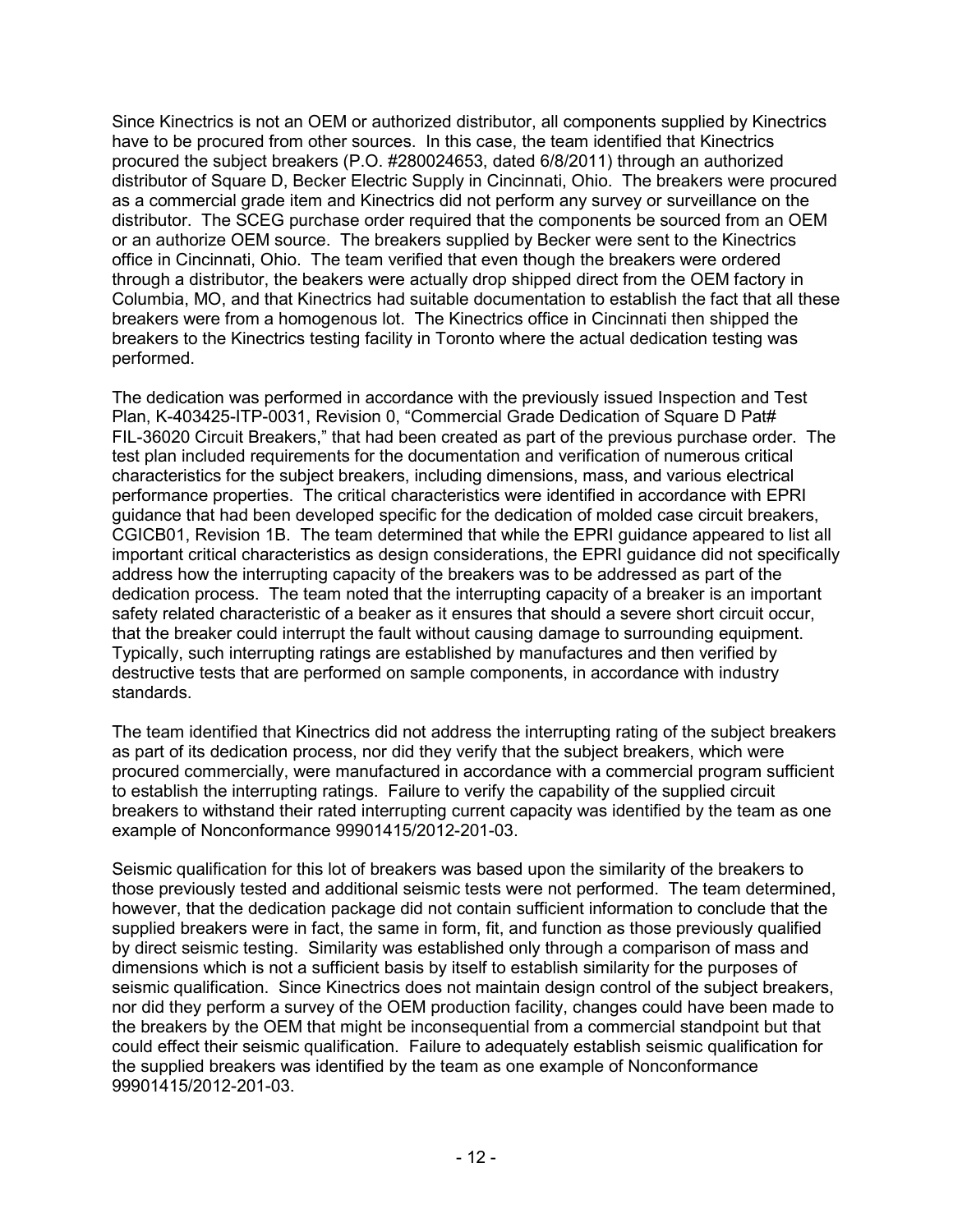Since Kinectrics is not an OEM or authorized distributor, all components supplied by Kinectrics have to be procured from other sources. In this case, the team identified that Kinectrics procured the subject breakers (P.O. #280024653, dated 6/8/2011) through an authorized distributor of Square D, Becker Electric Supply in Cincinnati, Ohio. The breakers were procured as a commercial grade item and Kinectrics did not perform any survey or surveillance on the distributor. The SCEG purchase order required that the components be sourced from an OEM or an authorize OEM source. The breakers supplied by Becker were sent to the Kinectrics office in Cincinnati, Ohio. The team verified that even though the breakers were ordered through a distributor, the beakers were actually drop shipped direct from the OEM factory in Columbia, MO, and that Kinectrics had suitable documentation to establish the fact that all these breakers were from a homogenous lot. The Kinectrics office in Cincinnati then shipped the breakers to the Kinectrics testing facility in Toronto where the actual dedication testing was performed.

The dedication was performed in accordance with the previously issued Inspection and Test Plan, K-403425-ITP-0031, Revision 0, "Commercial Grade Dedication of Square D Pat# FIL-36020 Circuit Breakers," that had been created as part of the previous purchase order. The test plan included requirements for the documentation and verification of numerous critical characteristics for the subject breakers, including dimensions, mass, and various electrical performance properties. The critical characteristics were identified in accordance with EPRI guidance that had been developed specific for the dedication of molded case circuit breakers, CGICB01, Revision 1B. The team determined that while the EPRI guidance appeared to list all important critical characteristics as design considerations, the EPRI guidance did not specifically address how the interrupting capacity of the breakers was to be addressed as part of the dedication process. The team noted that the interrupting capacity of a breaker is an important safety related characteristic of a beaker as it ensures that should a severe short circuit occur, that the breaker could interrupt the fault without causing damage to surrounding equipment. Typically, such interrupting ratings are established by manufactures and then verified by destructive tests that are performed on sample components, in accordance with industry standards.

The team identified that Kinectrics did not address the interrupting rating of the subject breakers as part of its dedication process, nor did they verify that the subject breakers, which were procured commercially, were manufactured in accordance with a commercial program sufficient to establish the interrupting ratings. Failure to verify the capability of the supplied circuit breakers to withstand their rated interrupting current capacity was identified by the team as one example of Nonconformance 99901415/2012-201-03.

Seismic qualification for this lot of breakers was based upon the similarity of the breakers to those previously tested and additional seismic tests were not performed. The team determined, however, that the dedication package did not contain sufficient information to conclude that the supplied breakers were in fact, the same in form, fit, and function as those previously qualified by direct seismic testing. Similarity was established only through a comparison of mass and dimensions which is not a sufficient basis by itself to establish similarity for the purposes of seismic qualification. Since Kinectrics does not maintain design control of the subject breakers, nor did they perform a survey of the OEM production facility, changes could have been made to the breakers by the OEM that might be inconsequential from a commercial standpoint but that could effect their seismic qualification. Failure to adequately establish seismic qualification for the supplied breakers was identified by the team as one example of Nonconformance 99901415/2012-201-03.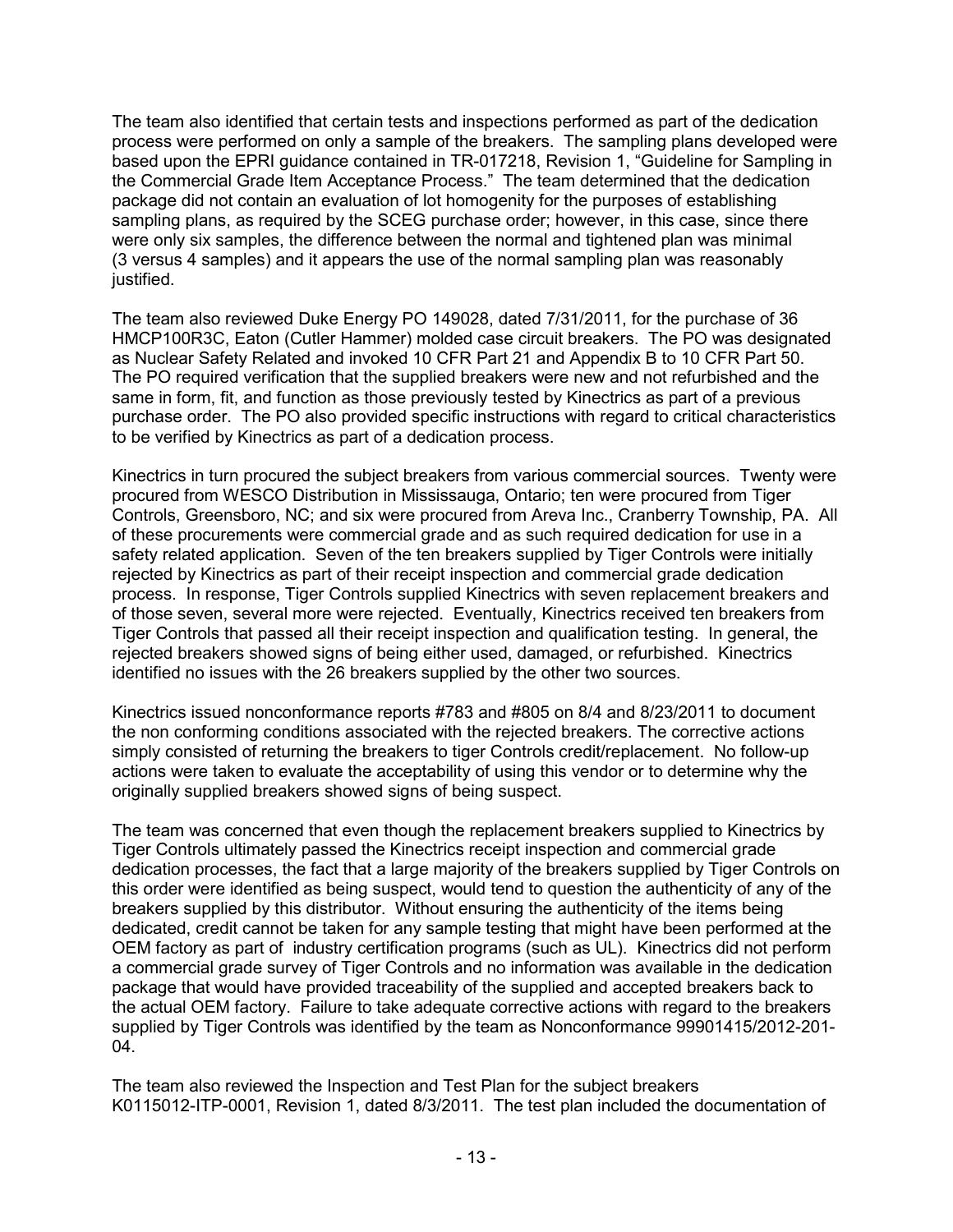The team also identified that certain tests and inspections performed as part of the dedication process were performed on only a sample of the breakers. The sampling plans developed were based upon the EPRI guidance contained in TR-017218, Revision 1, "Guideline for Sampling in the Commercial Grade Item Acceptance Process." The team determined that the dedication package did not contain an evaluation of lot homogenity for the purposes of establishing sampling plans, as required by the SCEG purchase order; however, in this case, since there were only six samples, the difference between the normal and tightened plan was minimal (3 versus 4 samples) and it appears the use of the normal sampling plan was reasonably justified.

The team also reviewed Duke Energy PO 149028, dated 7/31/2011, for the purchase of 36 HMCP100R3C, Eaton (Cutler Hammer) molded case circuit breakers. The PO was designated as Nuclear Safety Related and invoked 10 CFR Part 21 and Appendix B to 10 CFR Part 50. The PO required verification that the supplied breakers were new and not refurbished and the same in form, fit, and function as those previously tested by Kinectrics as part of a previous purchase order. The PO also provided specific instructions with regard to critical characteristics to be verified by Kinectrics as part of a dedication process.

Kinectrics in turn procured the subject breakers from various commercial sources. Twenty were procured from WESCO Distribution in Mississauga, Ontario; ten were procured from Tiger Controls, Greensboro, NC; and six were procured from Areva Inc., Cranberry Township, PA. All of these procurements were commercial grade and as such required dedication for use in a safety related application. Seven of the ten breakers supplied by Tiger Controls were initially rejected by Kinectrics as part of their receipt inspection and commercial grade dedication process. In response, Tiger Controls supplied Kinectrics with seven replacement breakers and of those seven, several more were rejected. Eventually, Kinectrics received ten breakers from Tiger Controls that passed all their receipt inspection and qualification testing. In general, the rejected breakers showed signs of being either used, damaged, or refurbished. Kinectrics identified no issues with the 26 breakers supplied by the other two sources.

Kinectrics issued nonconformance reports #783 and #805 on 8/4 and 8/23/2011 to document the non conforming conditions associated with the rejected breakers. The corrective actions simply consisted of returning the breakers to tiger Controls credit/replacement. No follow-up actions were taken to evaluate the acceptability of using this vendor or to determine why the originally supplied breakers showed signs of being suspect.

The team was concerned that even though the replacement breakers supplied to Kinectrics by Tiger Controls ultimately passed the Kinectrics receipt inspection and commercial grade dedication processes, the fact that a large majority of the breakers supplied by Tiger Controls on this order were identified as being suspect, would tend to question the authenticity of any of the breakers supplied by this distributor. Without ensuring the authenticity of the items being dedicated, credit cannot be taken for any sample testing that might have been performed at the OEM factory as part of industry certification programs (such as UL). Kinectrics did not perform a commercial grade survey of Tiger Controls and no information was available in the dedication package that would have provided traceability of the supplied and accepted breakers back to the actual OEM factory. Failure to take adequate corrective actions with regard to the breakers supplied by Tiger Controls was identified by the team as Nonconformance 99901415/2012-201-04.

The team also reviewed the Inspection and Test Plan for the subject breakers K0115012-ITP-0001, Revision 1, dated 8/3/2011. The test plan included the documentation of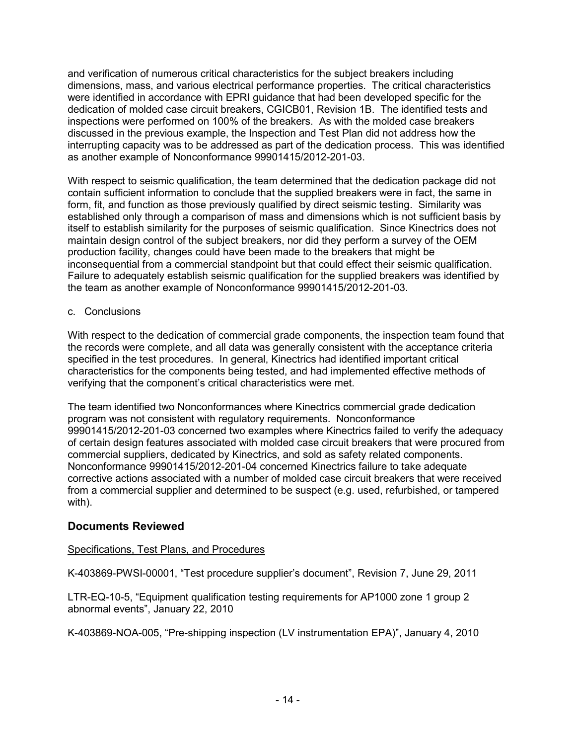and verification of numerous critical characteristics for the subject breakers including dimensions, mass, and various electrical performance properties. The critical characteristics were identified in accordance with EPRI guidance that had been developed specific for the dedication of molded case circuit breakers, CGICB01, Revision 1B. The identified tests and inspections were performed on 100% of the breakers. As with the molded case breakers discussed in the previous example, the Inspection and Test Plan did not address how the interrupting capacity was to be addressed as part of the dedication process. This was identified as another example of Nonconformance 99901415/2012-201-03.

With respect to seismic qualification, the team determined that the dedication package did not contain sufficient information to conclude that the supplied breakers were in fact, the same in form, fit, and function as those previously qualified by direct seismic testing. Similarity was established only through a comparison of mass and dimensions which is not sufficient basis by itself to establish similarity for the purposes of seismic qualification. Since Kinectrics does not maintain design control of the subject breakers, nor did they perform a survey of the OEM production facility, changes could have been made to the breakers that might be inconsequential from a commercial standpoint but that could effect their seismic qualification. Failure to adequately establish seismic qualification for the supplied breakers was identified by the team as another example of Nonconformance 99901415/2012-201-03.

c. Conclusions

With respect to the dedication of commercial grade components, the inspection team found that the records were complete, and all data was generally consistent with the acceptance criteria specified in the test procedures. In general, Kinectrics had identified important critical characteristics for the components being tested, and had implemented effective methods of verifying that the component's critical characteristics were met.

The team identified two Nonconformances where Kinectrics commercial grade dedication program was not consistent with regulatory requirements. Nonconformance 99901415/2012-201-03 concerned two examples where Kinectrics failed to verify the adequacy of certain design features associated with molded case circuit breakers that were procured from commercial suppliers, dedicated by Kinectrics, and sold as safety related components. Nonconformance 99901415/2012-201-04 concerned Kinectrics failure to take adequate corrective actions associated with a number of molded case circuit breakers that were received from a commercial supplier and determined to be suspect (e.g. used, refurbished, or tampered with).

## Documents Reviewed

Specifications, Test Plans, and Procedures

K-403869-PWSI-00001, "Test procedure supplier's document", Revision 7, June 29, 2011

LTR-EQ-10-5, "Equipment qualification testing requirements for AP1000 zone 1 group 2 abnormal events", January 22, 2010

K-403869-NOA-005, "Pre-shipping inspection (LV instrumentation EPA)", January 4, 2010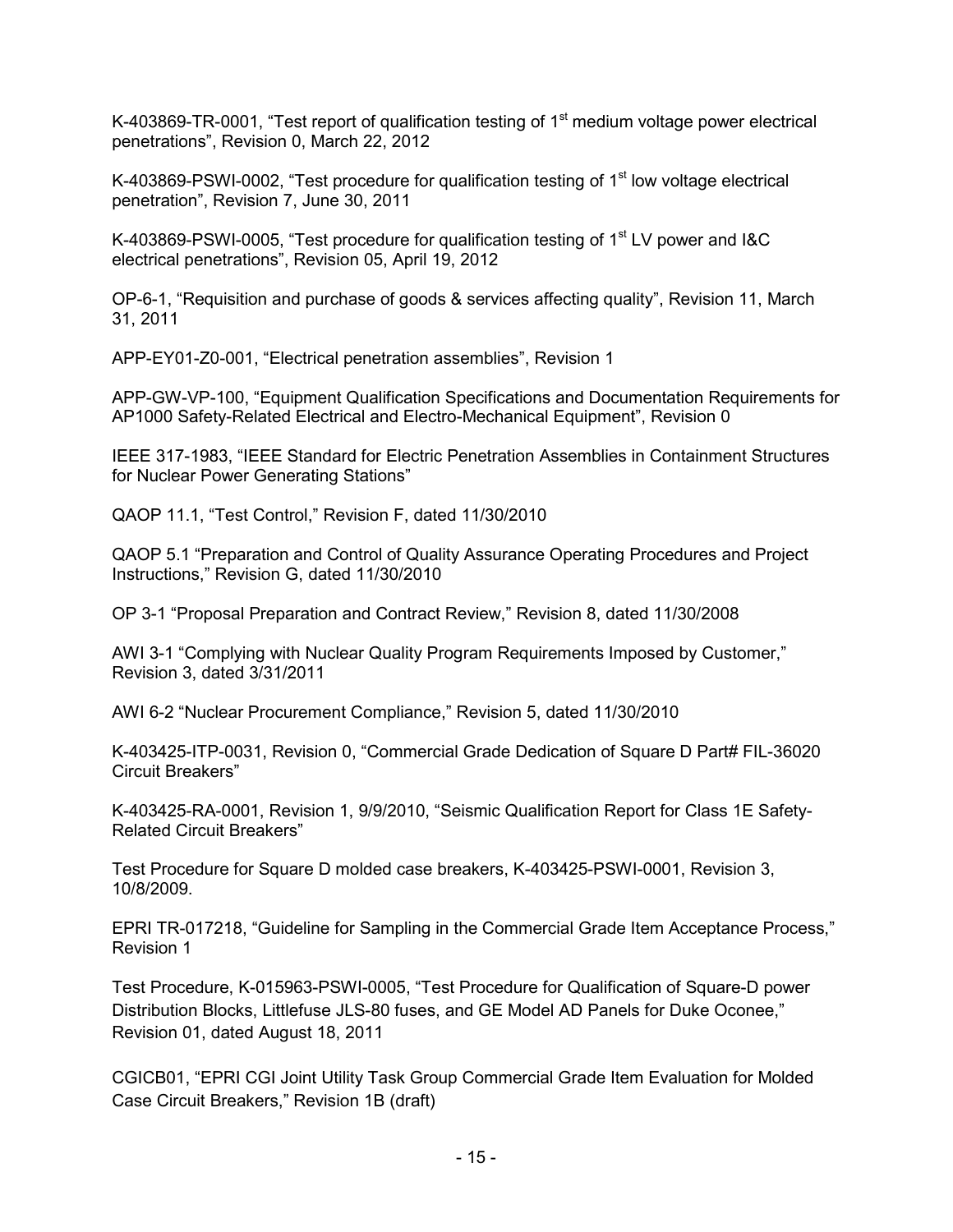K-403869-TR-0001, "Test report of qualification testing of 1st medium voltage power electrical penetrations", Revision 0, March 22, 2012

K-403869-PSWI-0002, "Test procedure for qualification testing of 1st low voltage electrical penetration", Revision 7, June 30, 2011

K-403869-PSWI-0005, "Test procedure for qualification testing of 1st LV power and I&C electrical penetrations", Revision 05, April 19, 2012

OP-6-1, "Requisition and purchase of goods & services affecting quality", Revision 11, March 31, 2011

APP-EY01-Z0-001, "Electrical penetration assemblies", Revision 1

APP-GW-VP-100, "Equipment Qualification Specifications and Documentation Requirements for AP1000 Safety-Related Electrical and Electro-Mechanical Equipment", Revision 0

IEEE 317-1983, "IEEE Standard for Electric Penetration Assemblies in Containment Structures for Nuclear Power Generating Stations"

QAOP 11.1, "Test Control," Revision F, dated 11/30/2010

QAOP 5.1 "Preparation and Control of Quality Assurance Operating Procedures and Project Instructions," Revision G, dated 11/30/2010

OP 3-1 "Proposal Preparation and Contract Review," Revision 8, dated 11/30/2008

AWI 3-1 "Complying with Nuclear Quality Program Requirements Imposed by Customer," Revision 3, dated 3/31/2011

AWI 6-2 "Nuclear Procurement Compliance," Revision 5, dated 11/30/2010

K-403425-ITP-0031, Revision 0, "Commercial Grade Dedication of Square D Part# FIL-36020 Circuit Breakers"

K-403425-RA-0001, Revision 1, 9/9/2010, "Seismic Qualification Report for Class 1E Safety-Related Circuit Breakers"

Test Procedure for Square D molded case breakers, K-403425-PSWI-0001, Revision 3, 10/8/2009.

EPRI TR-017218, "Guideline for Sampling in the Commercial Grade Item Acceptance Process," Revision 1

Test Procedure, K-015963-PSWI-0005, "Test Procedure for Qualification of Square-D power Distribution Blocks, Littlefuse JLS-80 fuses, and GE Model AD Panels for Duke Oconee," Revision 01, dated August 18, 2011

CGICB01, "EPRI CGI Joint Utility Task Group Commercial Grade Item Evaluation for Molded Case Circuit Breakers," Revision 1B (draft)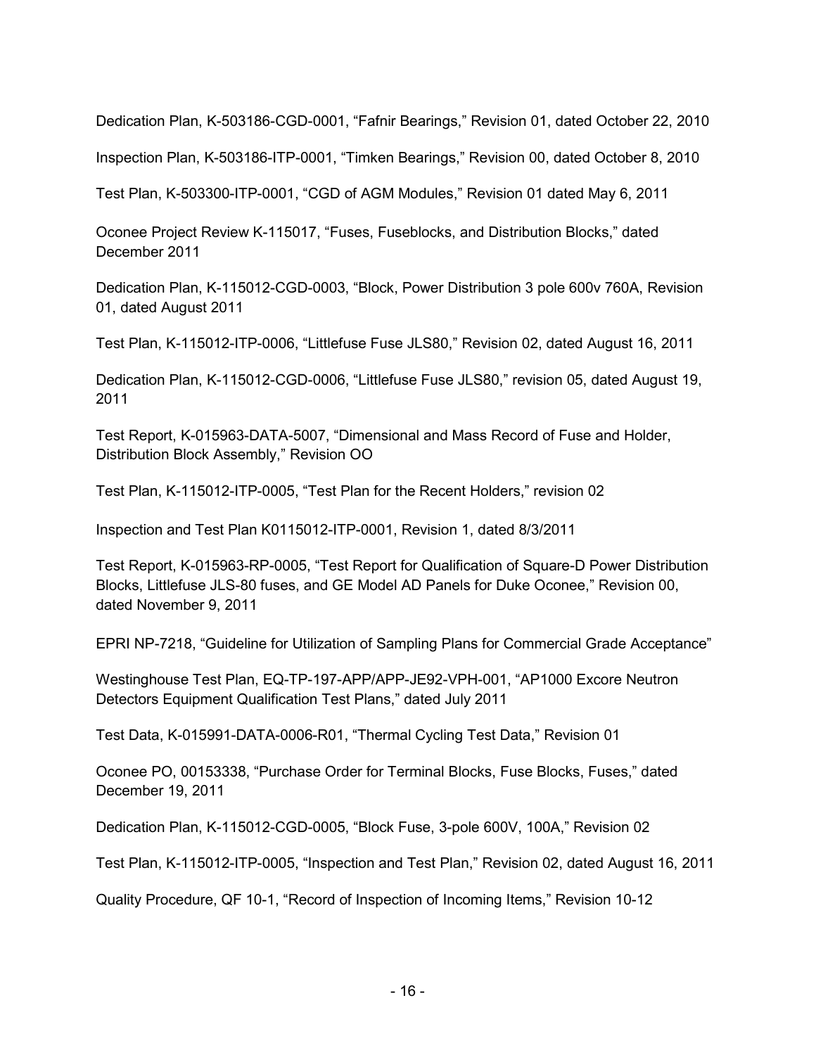Dedication Plan, K-503186-CGD-0001, “Fafnir Bearings,” Revision 01, dated October 22, 2010

Inspection Plan, K-503186-ITP-0001, “Timken Bearings,” Revision 00, dated October 8, 2010

Test Plan, K-503300-ITP-0001, “CGD of AGM Modules,” Revision 01 dated May 6, 2011

Oconee Project Review K-115017, “Fuses, Fuseblocks, and Distribution Blocks,” dated December 2011

Dedication Plan, K-115012-CGD-0003, “Block, Power Distribution 3 pole 600v 760A, Revision 01, dated August 2011

Test Plan, K-115012-ITP-0006, “Littlefuse Fuse JLS80,” Revision 02, dated August 16, 2011

Dedication Plan, K-115012-CGD-0006, “Littlefuse Fuse JLS80,” revision 05, dated August 19, 2011

Test Report, K-015963-DATA-5007, “Dimensional and Mass Record of Fuse and Holder, Distribution Block Assembly,” Revision OO

Test Plan, K-115012-ITP-0005, “Test Plan for the Recent Holders,” revision 02

Inspection and Test Plan K0115012-ITP-0001, Revision 1, dated 8/3/2011

Test Report, K-015963-RP-0005, “Test Report for Qualification of Square-D Power Distribution Blocks, Littlefuse JLS-80 fuses, and GE Model AD Panels for Duke Oconee,” Revision 00, dated November 9, 2011

EPRI NP-7218, “Guideline for Utilization of Sampling Plans for Commercial Grade Acceptance”

Westinghouse Test Plan, EQ-TP-197-APP/APP-JE92-VPH-001, “AP1000 Excore Neutron Detectors Equipment Qualification Test Plans,” dated July 2011

Test Data, K-015991-DATA-0006-R01, “Thermal Cycling Test Data,” Revision 01

Oconee PO, 00153338, “Purchase Order for Terminal Blocks, Fuse Blocks, Fuses,” dated December 19, 2011

Dedication Plan, K-115012-CGD-0005, “Block Fuse, 3-pole 600V, 100A,” Revision 02

Test Plan, K-115012-ITP-0005, “Inspection and Test Plan,” Revision 02, dated August 16, 2011

Quality Procedure, QF 10-1, “Record of Inspection of Incoming Items,” Revision 10-12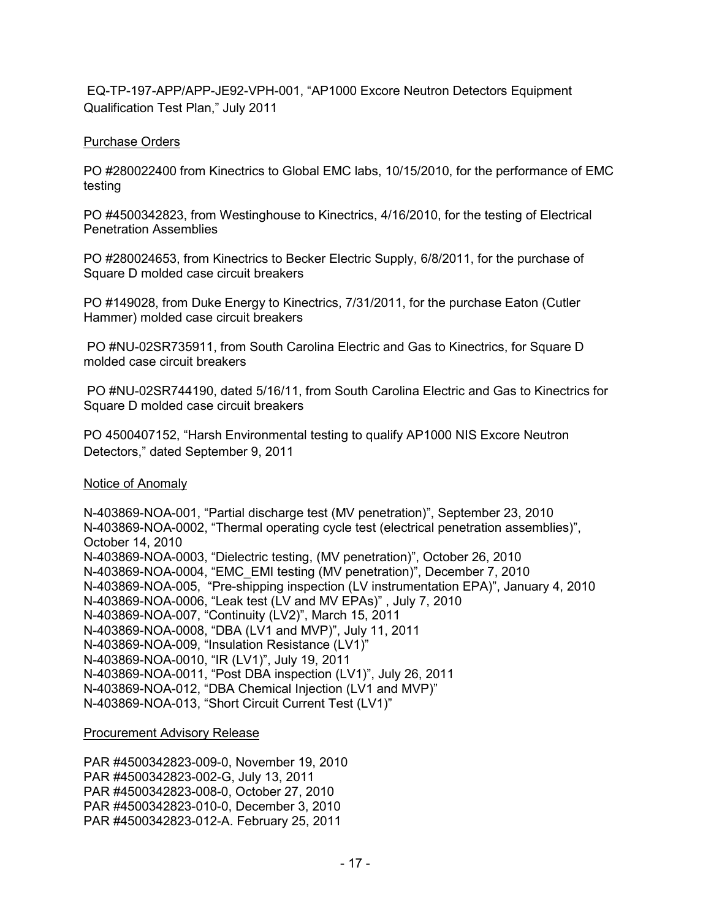EQ-TP-197-APP/APP-JE92-VPH-001, “AP1000 Excore Neutron Detectors Equipment Qualification Test Plan,” July 2011

Purchase Orders

PO #280022400 from Kinectrics to Global EMC labs, 10/15/2010, for the performance of EMC testing

PO #4500342823, from Westinghouse to Kinectrics, 4/16/2010, for the testing of Electrical Penetration Assemblies

PO #280024653, from Kinectrics to Becker Electric Supply, 6/8/2011, for the purchase of Square D molded case circuit breakers

PO #149028, from Duke Energy to Kinectrics, 7/31/2011, for the purchase Eaton (Cutler Hammer) molded case circuit breakers

PO #NU-02SR735911, from South Carolina Electric and Gas to Kinectrics, for Square D molded case circuit breakers

PO #NU-02SR744190, dated 5/16/11, from South Carolina Electric and Gas to Kinectrics for Square D molded case circuit breakers

PO 4500407152, “Harsh Environmental testing to qualify AP1000 NIS Excore Neutron Detectors,” dated September 9, 2011

Notice of Anomaly

N-403869-NOA-001, “Partial discharge test (MV penetration)”, September 23, 2010
N-403869-NOA-0002, “Thermal operating cycle test (electrical penetration assemblies)”, October 14, 2010
N-403869-NOA-0003, “Dielectric testing, (MV penetration)”, October 26, 2010
N-403869-NOA-0004, “EMC_EMI testing (MV penetration)”, December 7, 2010
N-403869-NOA-005, “Pre-shipping inspection (LV instrumentation EPA)”, January 4, 2010
N-403869-NOA-0006, “Leak test (LV and MV EPAs)” , July 7, 2010
N-403869-NOA-007, “Continuity (LV2)”, March 15, 2011
N-403869-NOA-0008, “DBA (LV1 and MVP)”, July 11, 2011
N-403869-NOA-009, “Insulation Resistance (LV1)”
N-403869-NOA-0010, “IR (LV1)”, July 19, 2011
N-403869-NOA-0011, “Post DBA inspection (LV1)”, July 26, 2011
N-403869-NOA-012, “DBA Chemical Injection (LV1 and MVP)”
N-403869-NOA-013, “Short Circuit Current Test (LV1)”

Procurement Advisory Release

PAR #4500342823-009-0, November 19, 2010
PAR #4500342823-002-G, July 13, 2011
PAR #4500342823-008-0, October 27, 2010
PAR #4500342823-010-0, December 3, 2010
PAR #4500342823-012-A. February 25, 2011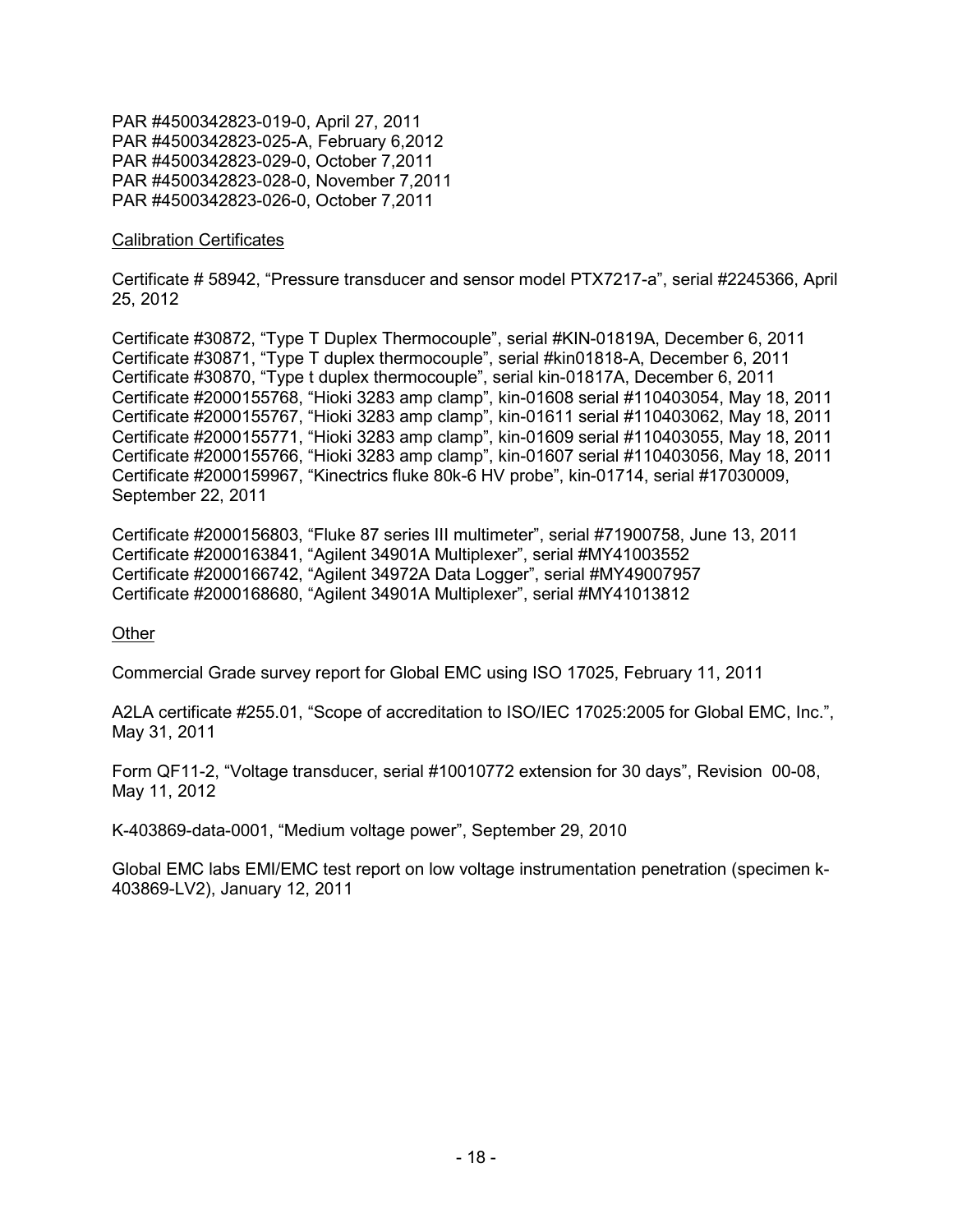PAR #4500342823-019-0, April 27, 2011
PAR #4500342823-025-A, February 6,2012
PAR #4500342823-029-0, October 7,2011
PAR #4500342823-028-0, November 7,2011
PAR #4500342823-026-0, October 7,2011

Calibration Certificates

Certificate # 58942, "Pressure transducer and sensor model PTX7217-a", serial #2245366, April 25, 2012

Certificate #30872, "Type T Duplex Thermocouple", serial #KIN-01819A, December 6, 2011
Certificate #30871, "Type T duplex thermocouple", serial #kin01818-A, December 6, 2011
Certificate #30870, "Type t duplex thermocouple", serial kin-01817A, December 6, 2011
Certificate #2000155768, "Hioki 3283 amp clamp", kin-01608 serial #110403054, May 18, 2011
Certificate #2000155767, "Hioki 3283 amp clamp", kin-01611 serial #110403062, May 18, 2011
Certificate #2000155771, "Hioki 3283 amp clamp", kin-01609 serial #110403055, May 18, 2011
Certificate #2000155766, "Hioki 3283 amp clamp", kin-01607 serial #110403056, May 18, 2011
Certificate #2000159967, "Kinectrics fluke 80k-6 HV probe", kin-01714, serial #17030009, September 22, 2011

Certificate #2000156803, "Fluke 87 series III multimeter", serial #71900758, June 13, 2011
Certificate #2000163841, "Agilent 34901A Multiplexer", serial #MY41003552
Certificate #2000166742, "Agilent 34972A Data Logger", serial #MY49007957
Certificate #2000168680, "Agilent 34901A Multiplexer", serial #MY41013812

Other

Commercial Grade survey report for Global EMC using ISO 17025, February 11, 2011

A2LA certificate #255.01, "Scope of accreditation to ISO/IEC 17025:2005 for Global EMC, Inc.", May 31, 2011

Form QF11-2, "Voltage transducer, serial #10010772 extension for 30 days", Revision 00-08, May 11, 2012

K-403869-data-0001, "Medium voltage power", September 29, 2010

Global EMC labs EMI/EMC test report on low voltage instrumentation penetration (specimen k-403869-LV2), January 12, 2011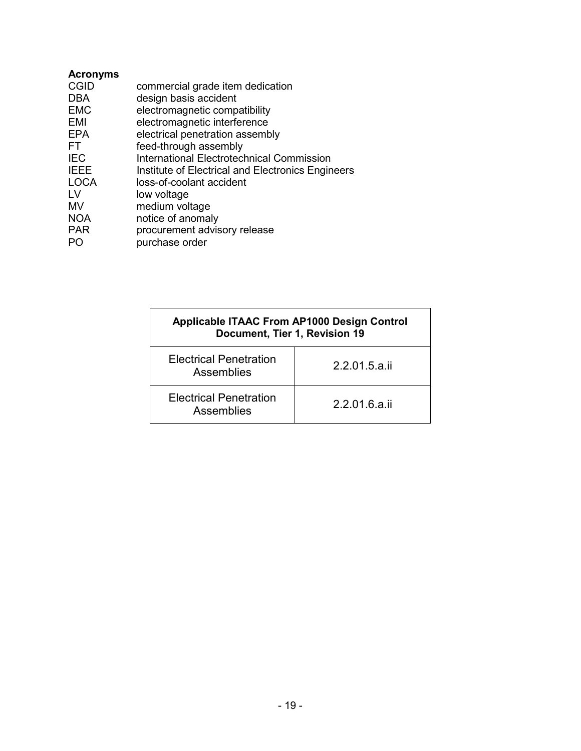**Acronyms**

| | |
|---|---|
| CGID | commercial grade item dedication |
| DBA | design basis accident |
| EMC | electromagnetic compatibility |
| EMI | electromagnetic interference |
| EPA | electrical penetration assembly |
| FT | feed-through assembly |
| IEC | International Electrotechnical Commission |
| IEEE | Institute of Electrical and Electronics Engineers |
| LOCA | loss-of-coolant accident |
| LV | low voltage |
| MV | medium voltage |
| NOA | notice of anomaly |
| PAR | procurement advisory release |
| PO | purchase order |

| Applicable ITAAC From AP1000 Design Control Document, Tier 1, Revision 19 | |
|---|---|
| Electrical Penetration Assemblies | 2.2.01.5.a.ii |
| Electrical Penetration Assemblies | 2.2.01.6.a.ii |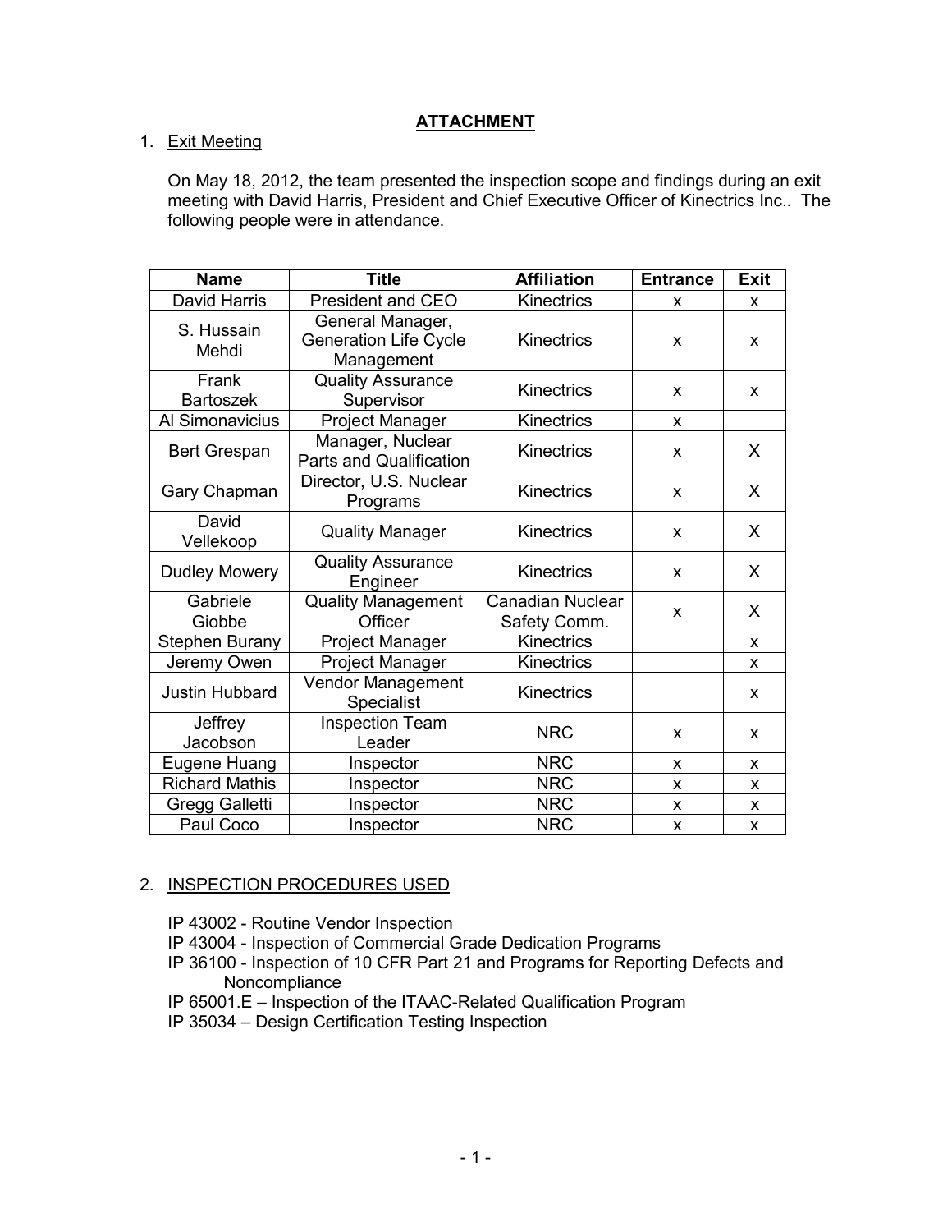# ATTACHMENT

1. Exit Meeting

   On May 18, 2012, the team presented the inspection scope and findings during an exit meeting with David Harris, President and Chief Executive Officer of Kinectrics Inc.. The following people were in attendance.

| Name | Title | Affiliation | Entrance | Exit |
|---|---|---|---|---|
| David Harris | President and CEO | Kinectrics | x | x |
| S. Hussain Mehdi | General Manager, Generation Life Cycle Management | Kinectrics | x | x |
| Frank Bartoszek | Quality Assurance Supervisor | Kinectrics | x | x |
| Al Simonavicius | Project Manager | Kinectrics | x | |
| Bert Grespan | Manager, Nuclear Parts and Qualification | Kinectrics | x | X |
| Gary Chapman | Director, U.S. Nuclear Programs | Kinectrics | x | X |
| David Vellekoop | Quality Manager | Kinectrics | x | X |
| Dudley Mowery | Quality Assurance Engineer | Kinectrics | x | X |
| Gabriele Giobbe | Quality Management Officer | Canadian Nuclear Safety Comm. | x | X |
| Stephen Burany | Project Manager | Kinectrics | | x |
| Jeremy Owen | Project Manager | Kinectrics | | x |
| Justin Hubbard | Vendor Management Specialist | Kinectrics | | x |
| Jeffrey Jacobson | Inspection Team Leader | NRC | x | x |
| Eugene Huang | Inspector | NRC | x | x |
| Richard Mathis | Inspector | NRC | x | x |
| Gregg Galletti | Inspector | NRC | x | x |
| Paul Coco | Inspector | NRC | x | x |

2. INSPECTION PROCEDURES USED

   IP 43002 - Routine Vendor Inspection
   IP 43004 - Inspection of Commercial Grade Dedication Programs
   IP 36100 - Inspection of 10 CFR Part 21 and Programs for Reporting Defects and Noncompliance
   IP 65001.E – Inspection of the ITAAC-Related Qualification Program
   IP 35034 – Design Certification Testing Inspection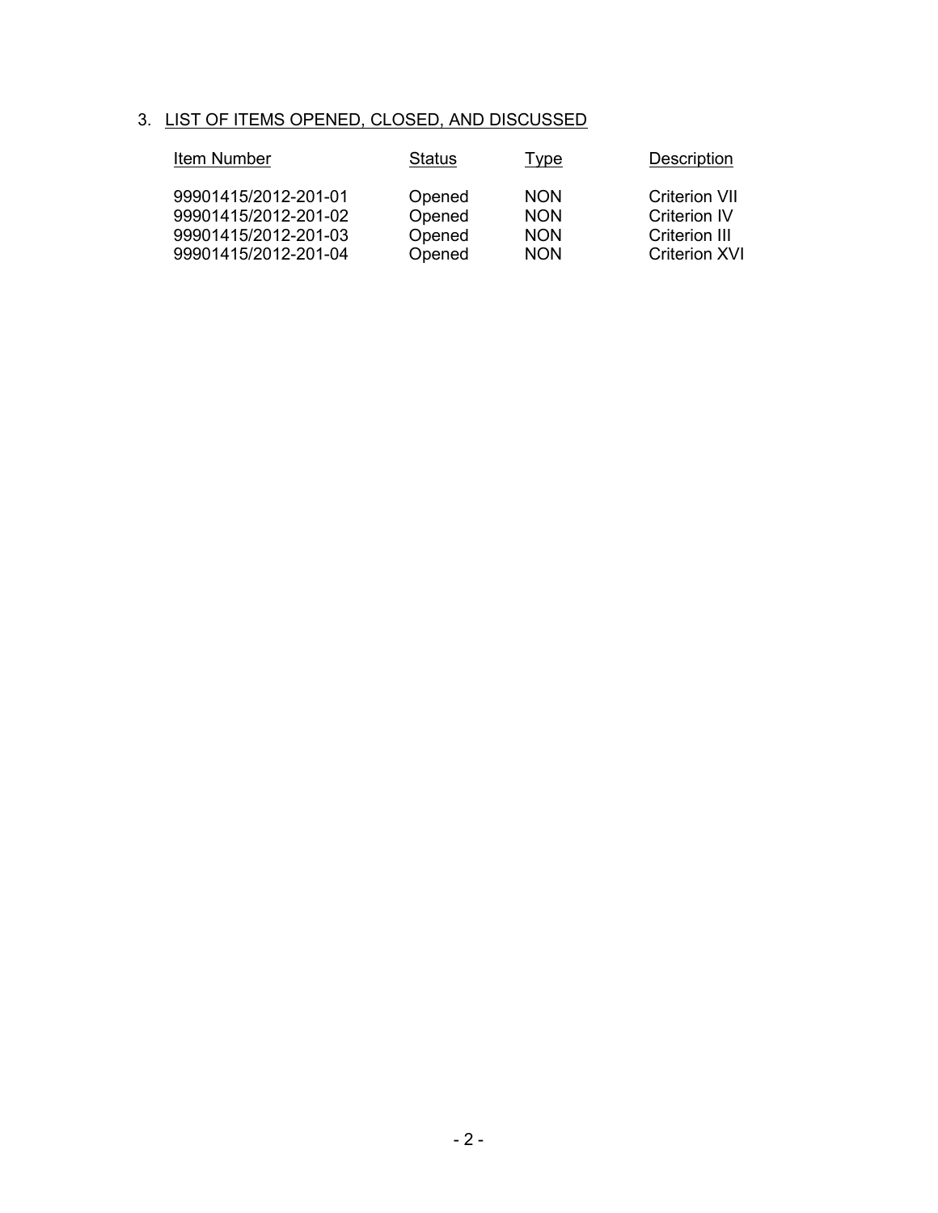## 3. LIST OF ITEMS OPENED, CLOSED, AND DISCUSSED

| Item Number | Status | Type | Description |
|---|---|---|---|
| 99901415/2012-201-01 | Opened | NON | Criterion VII |
| 99901415/2012-201-02 | Opened | NON | Criterion IV |
| 99901415/2012-201-03 | Opened | NON | Criterion III |
| 99901415/2012-201-04 | Opened | NON | Criterion XVI |